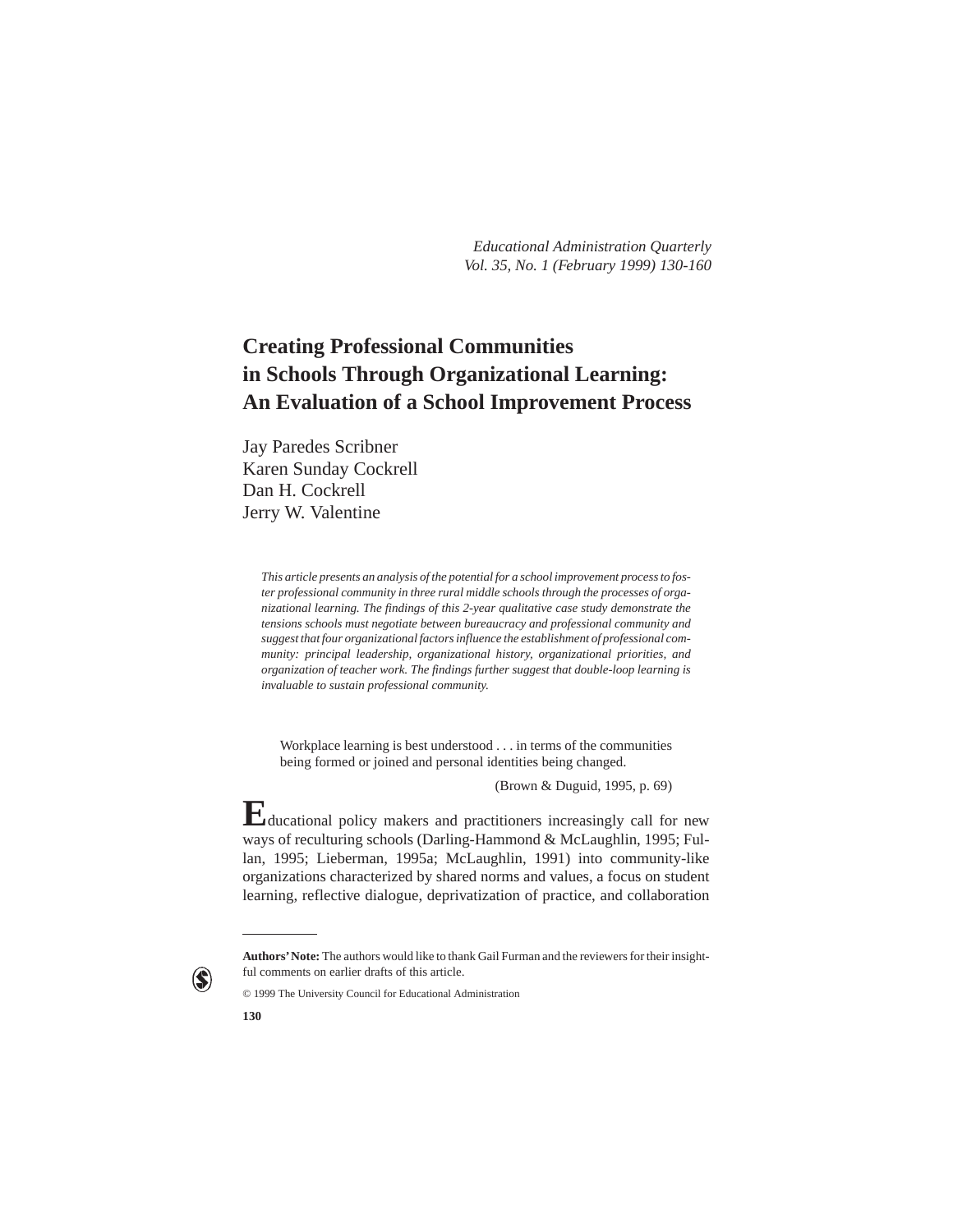*Educational Administration Quarterly*
*Vol. 35, No. 1 (February 1999) 130-160*

# Creating Professional Communities in Schools Through Organizational Learning: An Evaluation of a School Improvement Process

Jay Paredes Scribner
Karen Sunday Cockrell
Dan H. Cockrell
Jerry W. Valentine

*This article presents an analysis of the potential for a school improvement process to foster professional community in three rural middle schools through the processes of organizational learning. The findings of this 2-year qualitative case study demonstrate the tensions schools must negotiate between bureaucracy and professional community and suggest that four organizational factors influence the establishment of professional community: principal leadership, organizational history, organizational priorities, and organization of teacher work. The findings further suggest that double-loop learning is invaluable to sustain professional community.*

> Workplace learning is best understood . . . in terms of the communities being formed or joined and personal identities being changed.
>
> (Brown & Duguid, 1995, p. 69)

Educational policy makers and practitioners increasingly call for new ways of reculturing schools (Darling-Hammond & McLaughlin, 1995; Fullan, 1995; Lieberman, 1995a; McLaughlin, 1991) into community-like organizations characterized by shared norms and values, a focus on student learning, reflective dialogue, deprivatization of practice, and collaboration

---

**Authors' Note:** The authors would like to thank Gail Furman and the reviewers for their insightful comments on earlier drafts of this article.

© 1999 The University Council for Educational Administration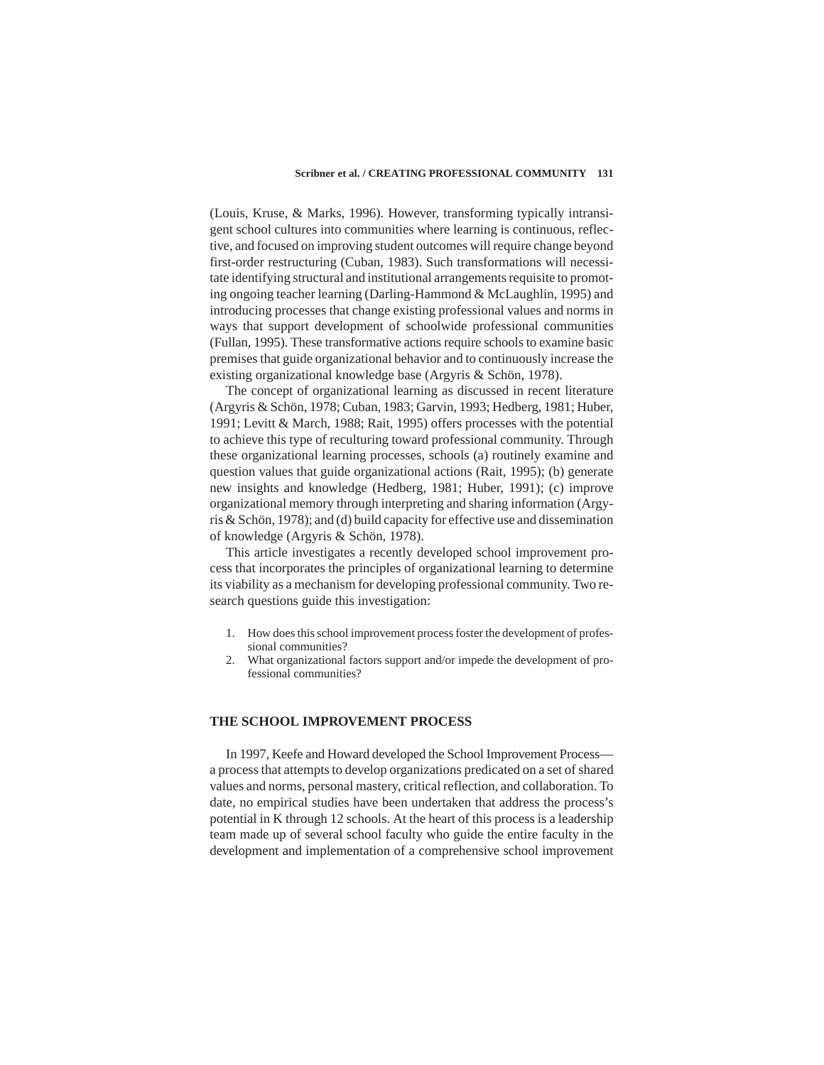(Louis, Kruse, & Marks, 1996). However, transforming typically intransigent school cultures into communities where learning is continuous, reflective, and focused on improving student outcomes will require change beyond first-order restructuring (Cuban, 1983). Such transformations will necessitate identifying structural and institutional arrangements requisite to promoting ongoing teacher learning (Darling-Hammond & McLaughlin, 1995) and introducing processes that change existing professional values and norms in ways that support development of schoolwide professional communities (Fullan, 1995). These transformative actions require schools to examine basic premises that guide organizational behavior and to continuously increase the existing organizational knowledge base (Argyris & Schön, 1978).

The concept of organizational learning as discussed in recent literature (Argyris & Schön, 1978; Cuban, 1983; Garvin, 1993; Hedberg, 1981; Huber, 1991; Levitt & March, 1988; Rait, 1995) offers processes with the potential to achieve this type of reculturing toward professional community. Through these organizational learning processes, schools (a) routinely examine and question values that guide organizational actions (Rait, 1995); (b) generate new insights and knowledge (Hedberg, 1981; Huber, 1991); (c) improve organizational memory through interpreting and sharing information (Argyris & Schön, 1978); and (d) build capacity for effective use and dissemination of knowledge (Argyris & Schön, 1978).

This article investigates a recently developed school improvement process that incorporates the principles of organizational learning to determine its viability as a mechanism for developing professional community. Two research questions guide this investigation:

1. How does this school improvement process foster the development of professional communities?
2. What organizational factors support and/or impede the development of professional communities?

## THE SCHOOL IMPROVEMENT PROCESS

In 1997, Keefe and Howard developed the School Improvement Process—a process that attempts to develop organizations predicated on a set of shared values and norms, personal mastery, critical reflection, and collaboration. To date, no empirical studies have been undertaken that address the process's potential in K through 12 schools. At the heart of this process is a leadership team made up of several school faculty who guide the entire faculty in the development and implementation of a comprehensive school improvement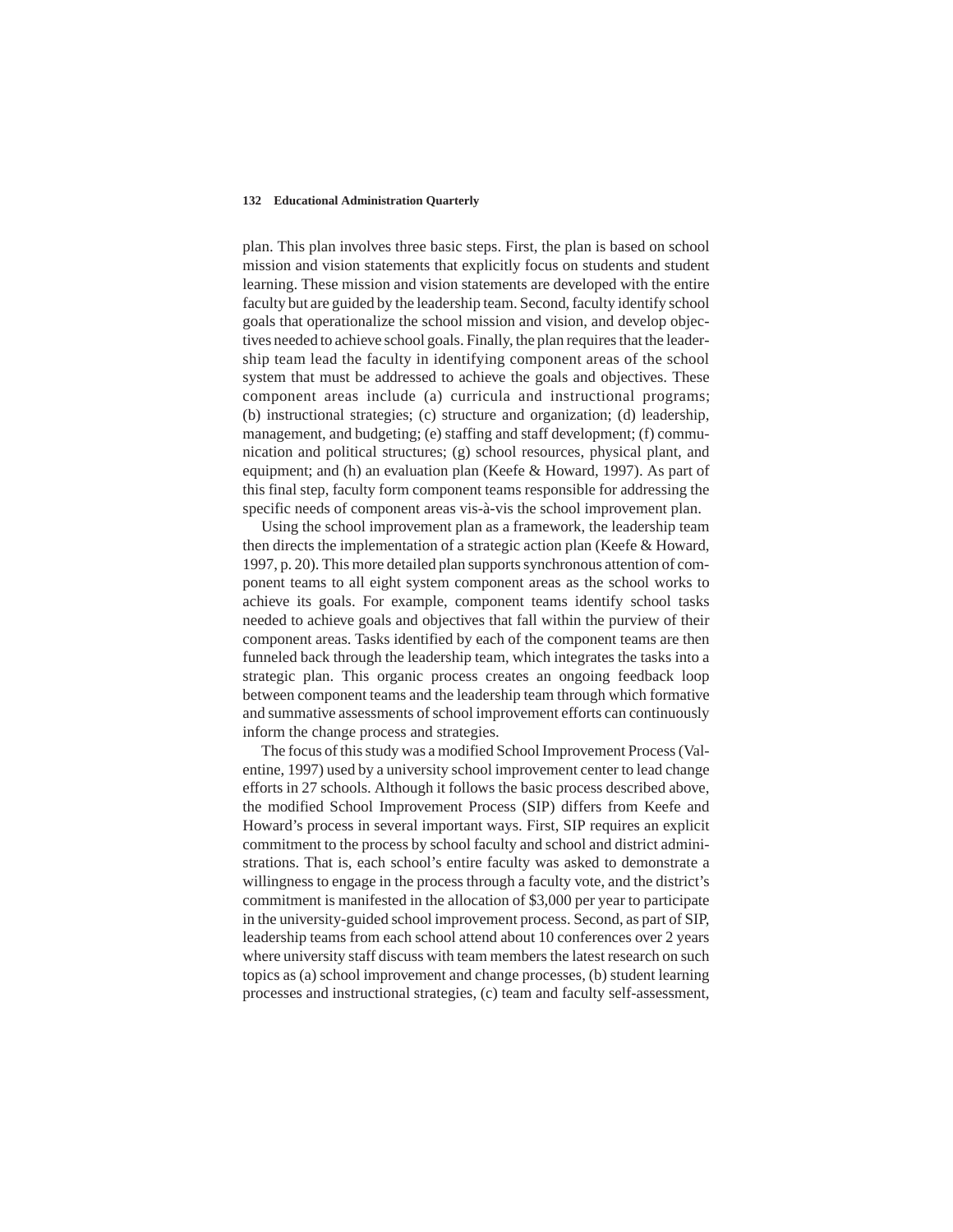plan. This plan involves three basic steps. First, the plan is based on school mission and vision statements that explicitly focus on students and student learning. These mission and vision statements are developed with the entire faculty but are guided by the leadership team. Second, faculty identify school goals that operationalize the school mission and vision, and develop objectives needed to achieve school goals. Finally, the plan requires that the leadership team lead the faculty in identifying component areas of the school system that must be addressed to achieve the goals and objectives. These component areas include (a) curricula and instructional programs; (b) instructional strategies; (c) structure and organization; (d) leadership, management, and budgeting; (e) staffing and staff development; (f) communication and political structures; (g) school resources, physical plant, and equipment; and (h) an evaluation plan (Keefe & Howard, 1997). As part of this final step, faculty form component teams responsible for addressing the specific needs of component areas vis-à-vis the school improvement plan.

Using the school improvement plan as a framework, the leadership team then directs the implementation of a strategic action plan (Keefe & Howard, 1997, p. 20). This more detailed plan supports synchronous attention of component teams to all eight system component areas as the school works to achieve its goals. For example, component teams identify school tasks needed to achieve goals and objectives that fall within the purview of their component areas. Tasks identified by each of the component teams are then funneled back through the leadership team, which integrates the tasks into a strategic plan. This organic process creates an ongoing feedback loop between component teams and the leadership team through which formative and summative assessments of school improvement efforts can continuously inform the change process and strategies.

The focus of this study was a modified School Improvement Process (Valentine, 1997) used by a university school improvement center to lead change efforts in 27 schools. Although it follows the basic process described above, the modified School Improvement Process (SIP) differs from Keefe and Howard's process in several important ways. First, SIP requires an explicit commitment to the process by school faculty and school and district administrations. That is, each school's entire faculty was asked to demonstrate a willingness to engage in the process through a faculty vote, and the district's commitment is manifested in the allocation of $3,000 per year to participate in the university-guided school improvement process. Second, as part of SIP, leadership teams from each school attend about 10 conferences over 2 years where university staff discuss with team members the latest research on such topics as (a) school improvement and change processes, (b) student learning processes and instructional strategies, (c) team and faculty self-assessment,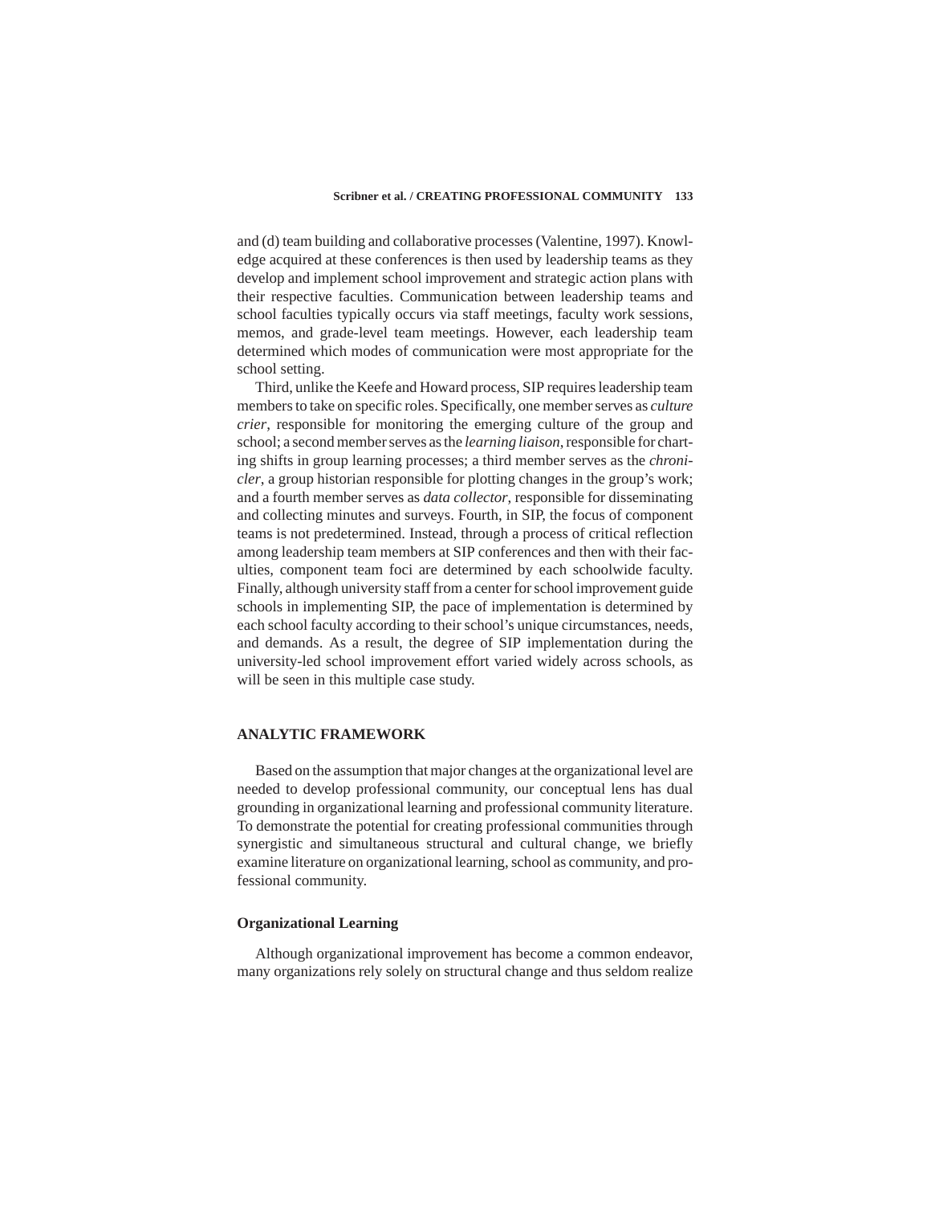and (d) team building and collaborative processes (Valentine, 1997). Knowledge acquired at these conferences is then used by leadership teams as they develop and implement school improvement and strategic action plans with their respective faculties. Communication between leadership teams and school faculties typically occurs via staff meetings, faculty work sessions, memos, and grade-level team meetings. However, each leadership team determined which modes of communication were most appropriate for the school setting.

Third, unlike the Keefe and Howard process, SIP requires leadership team members to take on specific roles. Specifically, one member serves as *culture crier*, responsible for monitoring the emerging culture of the group and school; a second member serves as the *learning liaison*, responsible for charting shifts in group learning processes; a third member serves as the *chronicler*, a group historian responsible for plotting changes in the group's work; and a fourth member serves as *data collector*, responsible for disseminating and collecting minutes and surveys. Fourth, in SIP, the focus of component teams is not predetermined. Instead, through a process of critical reflection among leadership team members at SIP conferences and then with their faculties, component team foci are determined by each schoolwide faculty. Finally, although university staff from a center for school improvement guide schools in implementing SIP, the pace of implementation is determined by each school faculty according to their school's unique circumstances, needs, and demands. As a result, the degree of SIP implementation during the university-led school improvement effort varied widely across schools, as will be seen in this multiple case study.

## ANALYTIC FRAMEWORK

Based on the assumption that major changes at the organizational level are needed to develop professional community, our conceptual lens has dual grounding in organizational learning and professional community literature. To demonstrate the potential for creating professional communities through synergistic and simultaneous structural and cultural change, we briefly examine literature on organizational learning, school as community, and professional community.

### Organizational Learning

Although organizational improvement has become a common endeavor, many organizations rely solely on structural change and thus seldom realize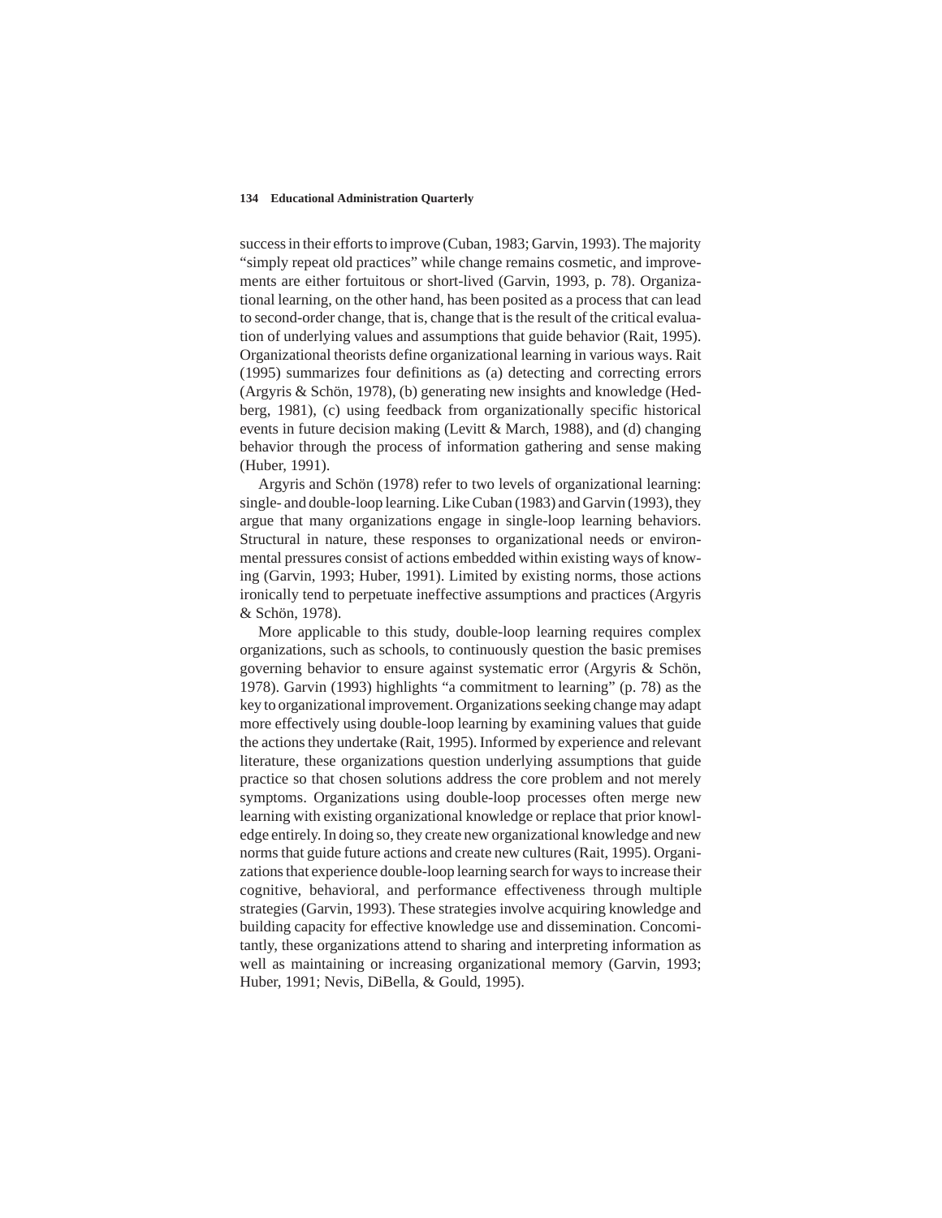success in their efforts to improve (Cuban, 1983; Garvin, 1993). The majority "simply repeat old practices" while change remains cosmetic, and improvements are either fortuitous or short-lived (Garvin, 1993, p. 78). Organizational learning, on the other hand, has been posited as a process that can lead to second-order change, that is, change that is the result of the critical evaluation of underlying values and assumptions that guide behavior (Rait, 1995). Organizational theorists define organizational learning in various ways. Rait (1995) summarizes four definitions as (a) detecting and correcting errors (Argyris & Schön, 1978), (b) generating new insights and knowledge (Hedberg, 1981), (c) using feedback from organizationally specific historical events in future decision making (Levitt & March, 1988), and (d) changing behavior through the process of information gathering and sense making (Huber, 1991).

Argyris and Schön (1978) refer to two levels of organizational learning: single- and double-loop learning. Like Cuban (1983) and Garvin (1993), they argue that many organizations engage in single-loop learning behaviors. Structural in nature, these responses to organizational needs or environmental pressures consist of actions embedded within existing ways of knowing (Garvin, 1993; Huber, 1991). Limited by existing norms, those actions ironically tend to perpetuate ineffective assumptions and practices (Argyris & Schön, 1978).

More applicable to this study, double-loop learning requires complex organizations, such as schools, to continuously question the basic premises governing behavior to ensure against systematic error (Argyris & Schön, 1978). Garvin (1993) highlights "a commitment to learning" (p. 78) as the key to organizational improvement. Organizations seeking change may adapt more effectively using double-loop learning by examining values that guide the actions they undertake (Rait, 1995). Informed by experience and relevant literature, these organizations question underlying assumptions that guide practice so that chosen solutions address the core problem and not merely symptoms. Organizations using double-loop processes often merge new learning with existing organizational knowledge or replace that prior knowledge entirely. In doing so, they create new organizational knowledge and new norms that guide future actions and create new cultures (Rait, 1995). Organizations that experience double-loop learning search for ways to increase their cognitive, behavioral, and performance effectiveness through multiple strategies (Garvin, 1993). These strategies involve acquiring knowledge and building capacity for effective knowledge use and dissemination. Concomitantly, these organizations attend to sharing and interpreting information as well as maintaining or increasing organizational memory (Garvin, 1993; Huber, 1991; Nevis, DiBella, & Gould, 1995).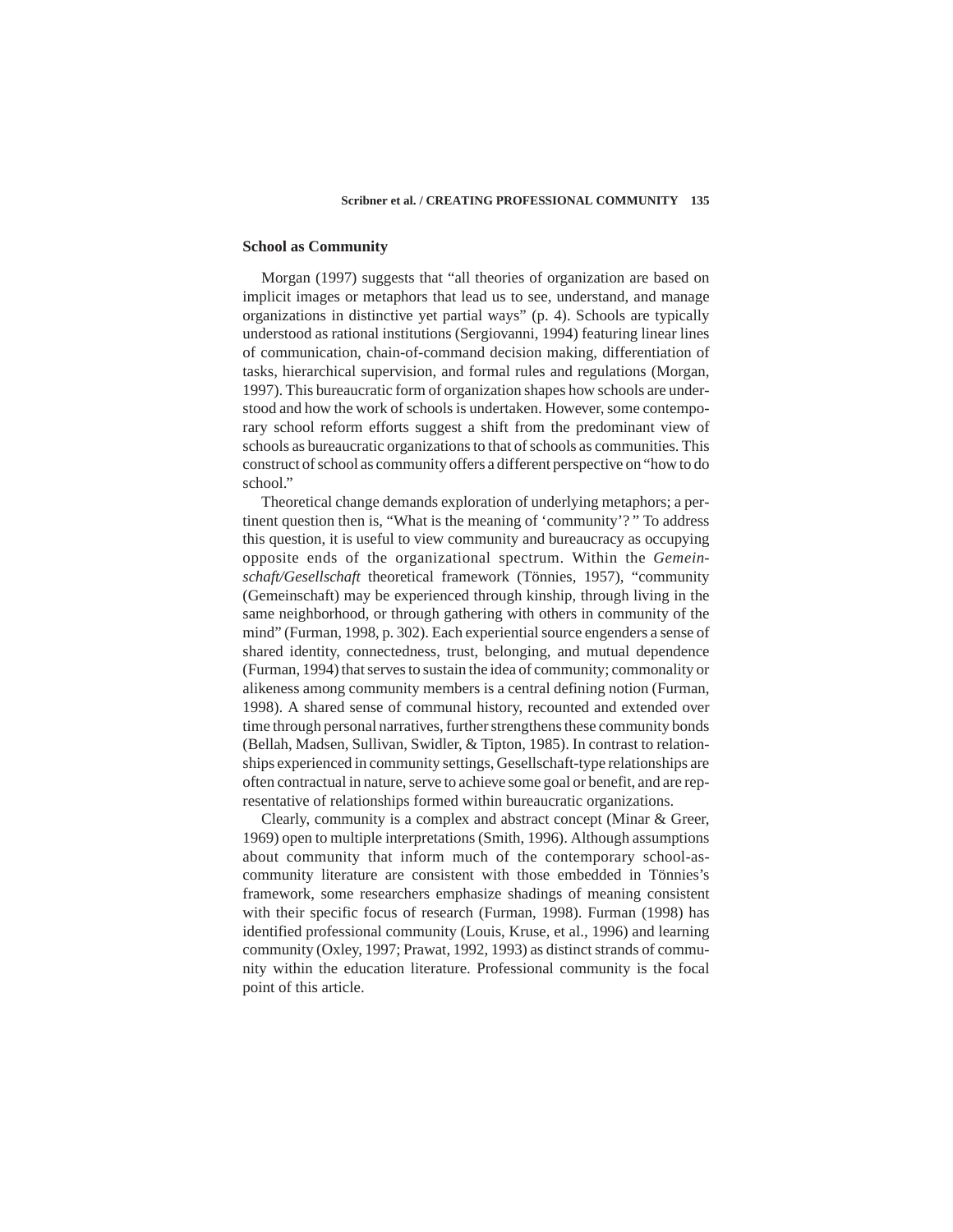## School as Community

Morgan (1997) suggests that "all theories of organization are based on implicit images or metaphors that lead us to see, understand, and manage organizations in distinctive yet partial ways" (p. 4). Schools are typically understood as rational institutions (Sergiovanni, 1994) featuring linear lines of communication, chain-of-command decision making, differentiation of tasks, hierarchical supervision, and formal rules and regulations (Morgan, 1997). This bureaucratic form of organization shapes how schools are understood and how the work of schools is undertaken. However, some contemporary school reform efforts suggest a shift from the predominant view of schools as bureaucratic organizations to that of schools as communities. This construct of school as community offers a different perspective on "how to do school."

Theoretical change demands exploration of underlying metaphors; a pertinent question then is, "What is the meaning of 'community'? " To address this question, it is useful to view community and bureaucracy as occupying opposite ends of the organizational spectrum. Within the *Gemeinschaft/Gesellschaft* theoretical framework (Tönnies, 1957), "community (Gemeinschaft) may be experienced through kinship, through living in the same neighborhood, or through gathering with others in community of the mind" (Furman, 1998, p. 302). Each experiential source engenders a sense of shared identity, connectedness, trust, belonging, and mutual dependence (Furman, 1994) that serves to sustain the idea of community; commonality or alikeness among community members is a central defining notion (Furman, 1998). A shared sense of communal history, recounted and extended over time through personal narratives, further strengthens these community bonds (Bellah, Madsen, Sullivan, Swidler, & Tipton, 1985). In contrast to relationships experienced in community settings, Gesellschaft-type relationships are often contractual in nature, serve to achieve some goal or benefit, and are representative of relationships formed within bureaucratic organizations.

Clearly, community is a complex and abstract concept (Minar & Greer, 1969) open to multiple interpretations (Smith, 1996). Although assumptions about community that inform much of the contemporary school-as-community literature are consistent with those embedded in Tönnies's framework, some researchers emphasize shadings of meaning consistent with their specific focus of research (Furman, 1998). Furman (1998) has identified professional community (Louis, Kruse, et al., 1996) and learning community (Oxley, 1997; Prawat, 1992, 1993) as distinct strands of community within the education literature. Professional community is the focal point of this article.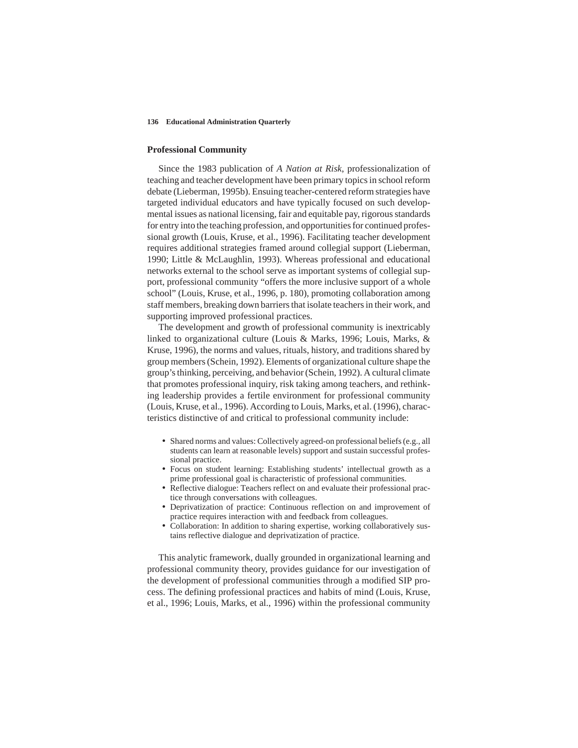## Professional Community

Since the 1983 publication of *A Nation at Risk*, professionalization of teaching and teacher development have been primary topics in school reform debate (Lieberman, 1995b). Ensuing teacher-centered reform strategies have targeted individual educators and have typically focused on such developmental issues as national licensing, fair and equitable pay, rigorous standards for entry into the teaching profession, and opportunities for continued professional growth (Louis, Kruse, et al., 1996). Facilitating teacher development requires additional strategies framed around collegial support (Lieberman, 1990; Little & McLaughlin, 1993). Whereas professional and educational networks external to the school serve as important systems of collegial support, professional community "offers the more inclusive support of a whole school" (Louis, Kruse, et al., 1996, p. 180), promoting collaboration among staff members, breaking down barriers that isolate teachers in their work, and supporting improved professional practices.

The development and growth of professional community is inextricably linked to organizational culture (Louis & Marks, 1996; Louis, Marks, & Kruse, 1996), the norms and values, rituals, history, and traditions shared by group members (Schein, 1992). Elements of organizational culture shape the group's thinking, perceiving, and behavior (Schein, 1992). A cultural climate that promotes professional inquiry, risk taking among teachers, and rethinking leadership provides a fertile environment for professional community (Louis, Kruse, et al., 1996). According to Louis, Marks, et al. (1996), characteristics distinctive of and critical to professional community include:

- Shared norms and values: Collectively agreed-on professional beliefs (e.g., all students can learn at reasonable levels) support and sustain successful professional practice.
- Focus on student learning: Establishing students' intellectual growth as a prime professional goal is characteristic of professional communities.
- Reflective dialogue: Teachers reflect on and evaluate their professional practice through conversations with colleagues.
- Deprivatization of practice: Continuous reflection on and improvement of practice requires interaction with and feedback from colleagues.
- Collaboration: In addition to sharing expertise, working collaboratively sustains reflective dialogue and deprivatization of practice.

This analytic framework, dually grounded in organizational learning and professional community theory, provides guidance for our investigation of the development of professional communities through a modified SIP process. The defining professional practices and habits of mind (Louis, Kruse, et al., 1996; Louis, Marks, et al., 1996) within the professional community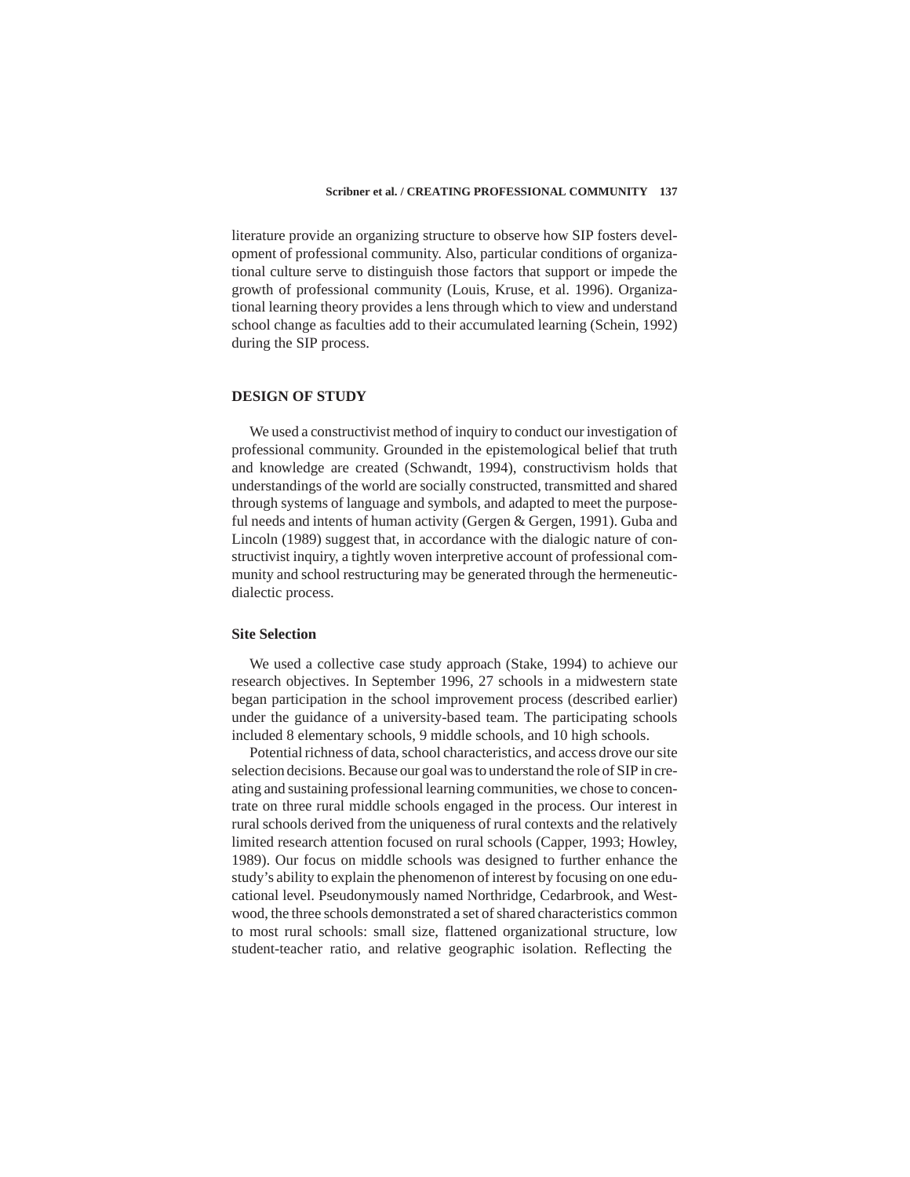literature provide an organizing structure to observe how SIP fosters development of professional community. Also, particular conditions of organizational culture serve to distinguish those factors that support or impede the growth of professional community (Louis, Kruse, et al. 1996). Organizational learning theory provides a lens through which to view and understand school change as faculties add to their accumulated learning (Schein, 1992) during the SIP process.

## DESIGN OF STUDY

We used a constructivist method of inquiry to conduct our investigation of professional community. Grounded in the epistemological belief that truth and knowledge are created (Schwandt, 1994), constructivism holds that understandings of the world are socially constructed, transmitted and shared through systems of language and symbols, and adapted to meet the purposeful needs and intents of human activity (Gergen & Gergen, 1991). Guba and Lincoln (1989) suggest that, in accordance with the dialogic nature of constructivist inquiry, a tightly woven interpretive account of professional community and school restructuring may be generated through the hermeneutic-dialectic process.

### Site Selection

We used a collective case study approach (Stake, 1994) to achieve our research objectives. In September 1996, 27 schools in a midwestern state began participation in the school improvement process (described earlier) under the guidance of a university-based team. The participating schools included 8 elementary schools, 9 middle schools, and 10 high schools.

Potential richness of data, school characteristics, and access drove our site selection decisions. Because our goal was to understand the role of SIP in creating and sustaining professional learning communities, we chose to concentrate on three rural middle schools engaged in the process. Our interest in rural schools derived from the uniqueness of rural contexts and the relatively limited research attention focused on rural schools (Capper, 1993; Howley, 1989). Our focus on middle schools was designed to further enhance the study's ability to explain the phenomenon of interest by focusing on one educational level. Pseudonymously named Northridge, Cedarbrook, and Westwood, the three schools demonstrated a set of shared characteristics common to most rural schools: small size, flattened organizational structure, low student-teacher ratio, and relative geographic isolation. Reflecting the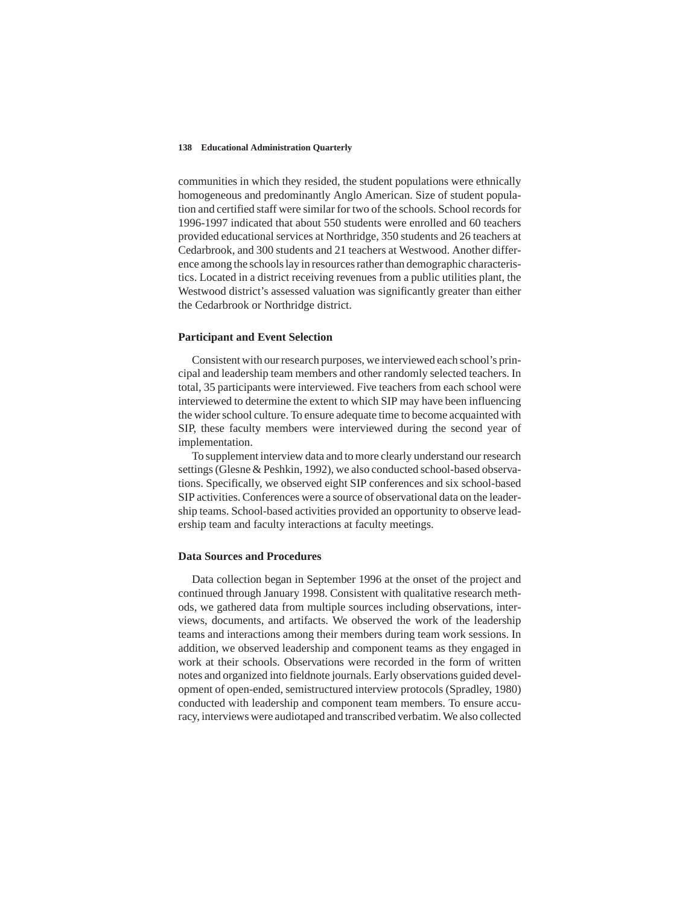communities in which they resided, the student populations were ethnically homogeneous and predominantly Anglo American. Size of student population and certified staff were similar for two of the schools. School records for 1996-1997 indicated that about 550 students were enrolled and 60 teachers provided educational services at Northridge, 350 students and 26 teachers at Cedarbrook, and 300 students and 21 teachers at Westwood. Another difference among the schools lay in resources rather than demographic characteristics. Located in a district receiving revenues from a public utilities plant, the Westwood district's assessed valuation was significantly greater than either the Cedarbrook or Northridge district.

### Participant and Event Selection

Consistent with our research purposes, we interviewed each school's principal and leadership team members and other randomly selected teachers. In total, 35 participants were interviewed. Five teachers from each school were interviewed to determine the extent to which SIP may have been influencing the wider school culture. To ensure adequate time to become acquainted with SIP, these faculty members were interviewed during the second year of implementation.

To supplement interview data and to more clearly understand our research settings (Glesne & Peshkin, 1992), we also conducted school-based observations. Specifically, we observed eight SIP conferences and six school-based SIP activities. Conferences were a source of observational data on the leadership teams. School-based activities provided an opportunity to observe leadership team and faculty interactions at faculty meetings.

### Data Sources and Procedures

Data collection began in September 1996 at the onset of the project and continued through January 1998. Consistent with qualitative research methods, we gathered data from multiple sources including observations, interviews, documents, and artifacts. We observed the work of the leadership teams and interactions among their members during team work sessions. In addition, we observed leadership and component teams as they engaged in work at their schools. Observations were recorded in the form of written notes and organized into fieldnote journals. Early observations guided development of open-ended, semistructured interview protocols (Spradley, 1980) conducted with leadership and component team members. To ensure accuracy, interviews were audiotaped and transcribed verbatim. We also collected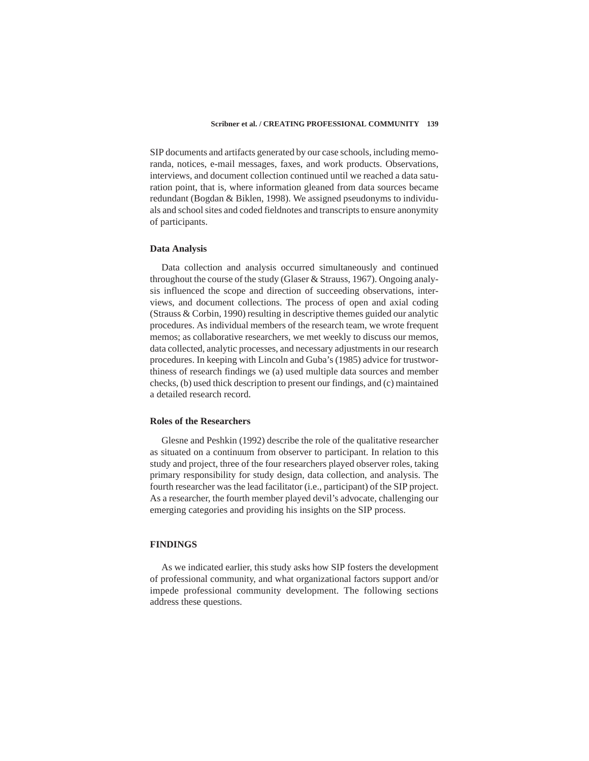SIP documents and artifacts generated by our case schools, including memoranda, notices, e-mail messages, faxes, and work products. Observations, interviews, and document collection continued until we reached a data saturation point, that is, where information gleaned from data sources became redundant (Bogdan & Biklen, 1998). We assigned pseudonyms to individuals and school sites and coded fieldnotes and transcripts to ensure anonymity of participants.

### Data Analysis

Data collection and analysis occurred simultaneously and continued throughout the course of the study (Glaser & Strauss, 1967). Ongoing analysis influenced the scope and direction of succeeding observations, interviews, and document collections. The process of open and axial coding (Strauss & Corbin, 1990) resulting in descriptive themes guided our analytic procedures. As individual members of the research team, we wrote frequent memos; as collaborative researchers, we met weekly to discuss our memos, data collected, analytic processes, and necessary adjustments in our research procedures. In keeping with Lincoln and Guba's (1985) advice for trustworthiness of research findings we (a) used multiple data sources and member checks, (b) used thick description to present our findings, and (c) maintained a detailed research record.

### Roles of the Researchers

Glesne and Peshkin (1992) describe the role of the qualitative researcher as situated on a continuum from observer to participant. In relation to this study and project, three of the four researchers played observer roles, taking primary responsibility for study design, data collection, and analysis. The fourth researcher was the lead facilitator (i.e., participant) of the SIP project. As a researcher, the fourth member played devil's advocate, challenging our emerging categories and providing his insights on the SIP process.

## FINDINGS

As we indicated earlier, this study asks how SIP fosters the development of professional community, and what organizational factors support and/or impede professional community development. The following sections address these questions.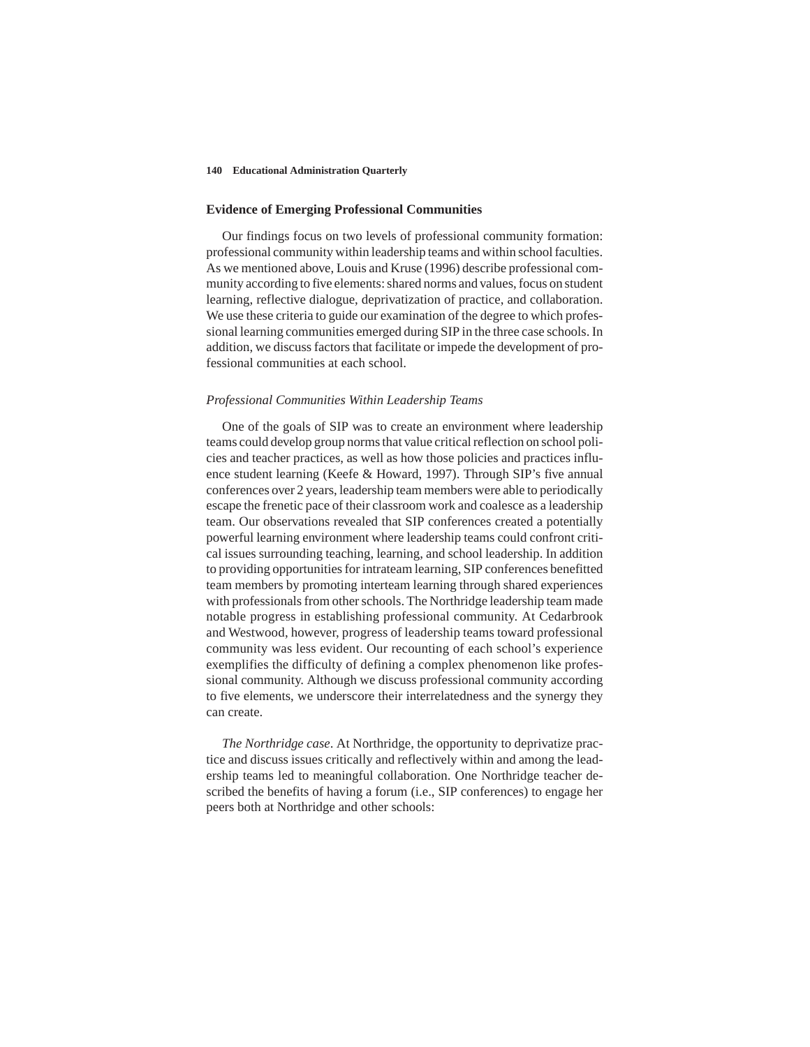## Evidence of Emerging Professional Communities

Our findings focus on two levels of professional community formation: professional community within leadership teams and within school faculties. As we mentioned above, Louis and Kruse (1996) describe professional community according to five elements: shared norms and values, focus on student learning, reflective dialogue, deprivatization of practice, and collaboration. We use these criteria to guide our examination of the degree to which professional learning communities emerged during SIP in the three case schools. In addition, we discuss factors that facilitate or impede the development of professional communities at each school.

### *Professional Communities Within Leadership Teams*

One of the goals of SIP was to create an environment where leadership teams could develop group norms that value critical reflection on school policies and teacher practices, as well as how those policies and practices influence student learning (Keefe & Howard, 1997). Through SIP's five annual conferences over 2 years, leadership team members were able to periodically escape the frenetic pace of their classroom work and coalesce as a leadership team. Our observations revealed that SIP conferences created a potentially powerful learning environment where leadership teams could confront critical issues surrounding teaching, learning, and school leadership. In addition to providing opportunities for intrateam learning, SIP conferences benefitted team members by promoting interteam learning through shared experiences with professionals from other schools. The Northridge leadership team made notable progress in establishing professional community. At Cedarbrook and Westwood, however, progress of leadership teams toward professional community was less evident. Our recounting of each school's experience exemplifies the difficulty of defining a complex phenomenon like professional community. Although we discuss professional community according to five elements, we underscore their interrelatedness and the synergy they can create.

*The Northridge case*. At Northridge, the opportunity to deprivatize practice and discuss issues critically and reflectively within and among the leadership teams led to meaningful collaboration. One Northridge teacher described the benefits of having a forum (i.e., SIP conferences) to engage her peers both at Northridge and other schools: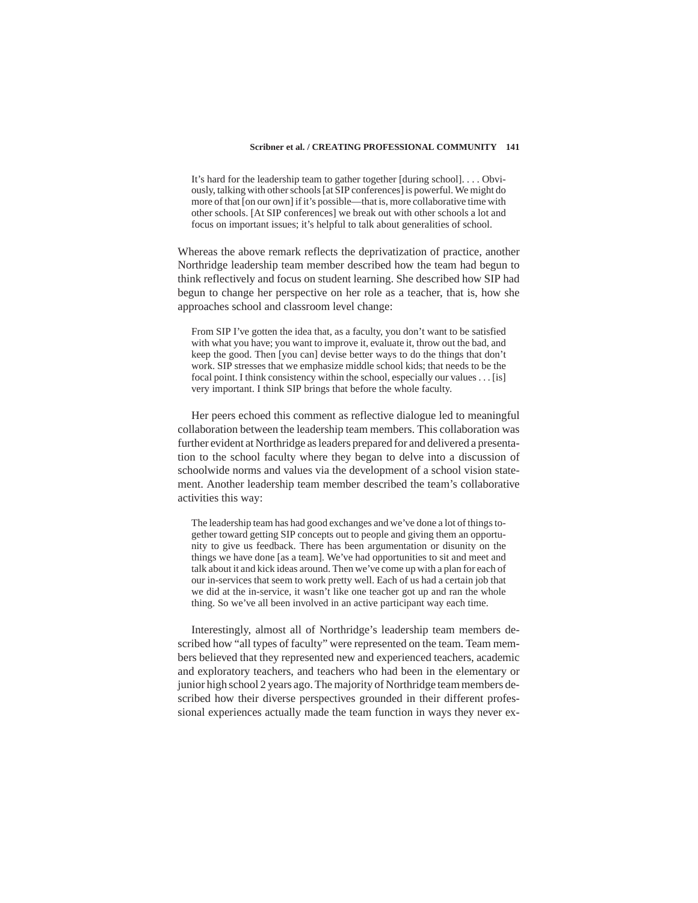> It's hard for the leadership team to gather together [during school]. . . . Obviously, talking with other schools [at SIP conferences] is powerful. We might do more of that [on our own] if it's possible—that is, more collaborative time with other schools. [At SIP conferences] we break out with other schools a lot and focus on important issues; it's helpful to talk about generalities of school.

Whereas the above remark reflects the deprivatization of practice, another Northridge leadership team member described how the team had begun to think reflectively and focus on student learning. She described how SIP had begun to change her perspective on her role as a teacher, that is, how she approaches school and classroom level change:

> From SIP I've gotten the idea that, as a faculty, you don't want to be satisfied with what you have; you want to improve it, evaluate it, throw out the bad, and keep the good. Then [you can] devise better ways to do the things that don't work. SIP stresses that we emphasize middle school kids; that needs to be the focal point. I think consistency within the school, especially our values . . . [is] very important. I think SIP brings that before the whole faculty.

Her peers echoed this comment as reflective dialogue led to meaningful collaboration between the leadership team members. This collaboration was further evident at Northridge as leaders prepared for and delivered a presentation to the school faculty where they began to delve into a discussion of schoolwide norms and values via the development of a school vision statement. Another leadership team member described the team's collaborative activities this way:

> The leadership team has had good exchanges and we've done a lot of things together toward getting SIP concepts out to people and giving them an opportunity to give us feedback. There has been argumentation or disunity on the things we have done [as a team]. We've had opportunities to sit and meet and talk about it and kick ideas around. Then we've come up with a plan for each of our in-services that seem to work pretty well. Each of us had a certain job that we did at the in-service, it wasn't like one teacher got up and ran the whole thing. So we've all been involved in an active participant way each time.

Interestingly, almost all of Northridge's leadership team members described how "all types of faculty" were represented on the team. Team members believed that they represented new and experienced teachers, academic and exploratory teachers, and teachers who had been in the elementary or junior high school 2 years ago. The majority of Northridge team members described how their diverse perspectives grounded in their different professional experiences actually made the team function in ways they never ex-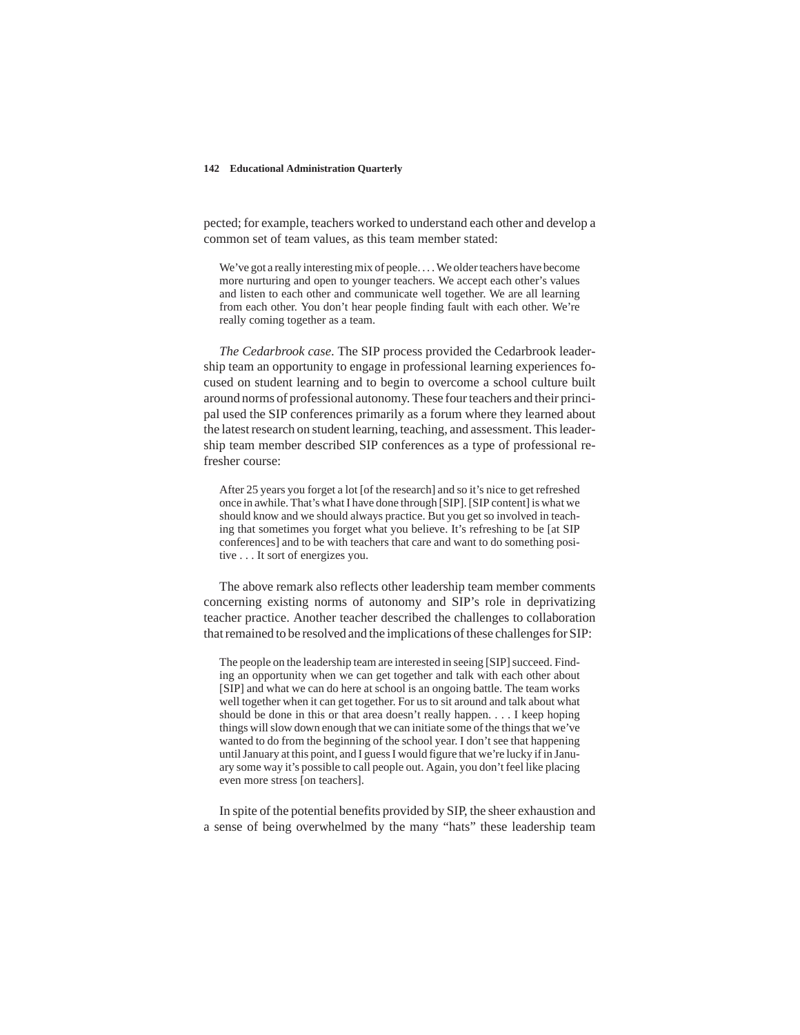pected; for example, teachers worked to understand each other and develop a common set of team values, as this team member stated:

> We've got a really interesting mix of people. . . . We older teachers have become more nurturing and open to younger teachers. We accept each other's values and listen to each other and communicate well together. We are all learning from each other. You don't hear people finding fault with each other. We're really coming together as a team.

*The Cedarbrook case*. The SIP process provided the Cedarbrook leadership team an opportunity to engage in professional learning experiences focused on student learning and to begin to overcome a school culture built around norms of professional autonomy. These four teachers and their principal used the SIP conferences primarily as a forum where they learned about the latest research on student learning, teaching, and assessment. This leadership team member described SIP conferences as a type of professional refresher course:

> After 25 years you forget a lot [of the research] and so it's nice to get refreshed once in awhile. That's what I have done through [SIP]. [SIP content] is what we should know and we should always practice. But you get so involved in teaching that sometimes you forget what you believe. It's refreshing to be [at SIP conferences] and to be with teachers that care and want to do something positive . . . It sort of energizes you.

The above remark also reflects other leadership team member comments concerning existing norms of autonomy and SIP's role in deprivatizing teacher practice. Another teacher described the challenges to collaboration that remained to be resolved and the implications of these challenges for SIP:

> The people on the leadership team are interested in seeing [SIP] succeed. Finding an opportunity when we can get together and talk with each other about [SIP] and what we can do here at school is an ongoing battle. The team works well together when it can get together. For us to sit around and talk about what should be done in this or that area doesn't really happen. . . . I keep hoping things will slow down enough that we can initiate some of the things that we've wanted to do from the beginning of the school year. I don't see that happening until January at this point, and I guess I would figure that we're lucky if in January some way it's possible to call people out. Again, you don't feel like placing even more stress [on teachers].

In spite of the potential benefits provided by SIP, the sheer exhaustion and a sense of being overwhelmed by the many "hats" these leadership team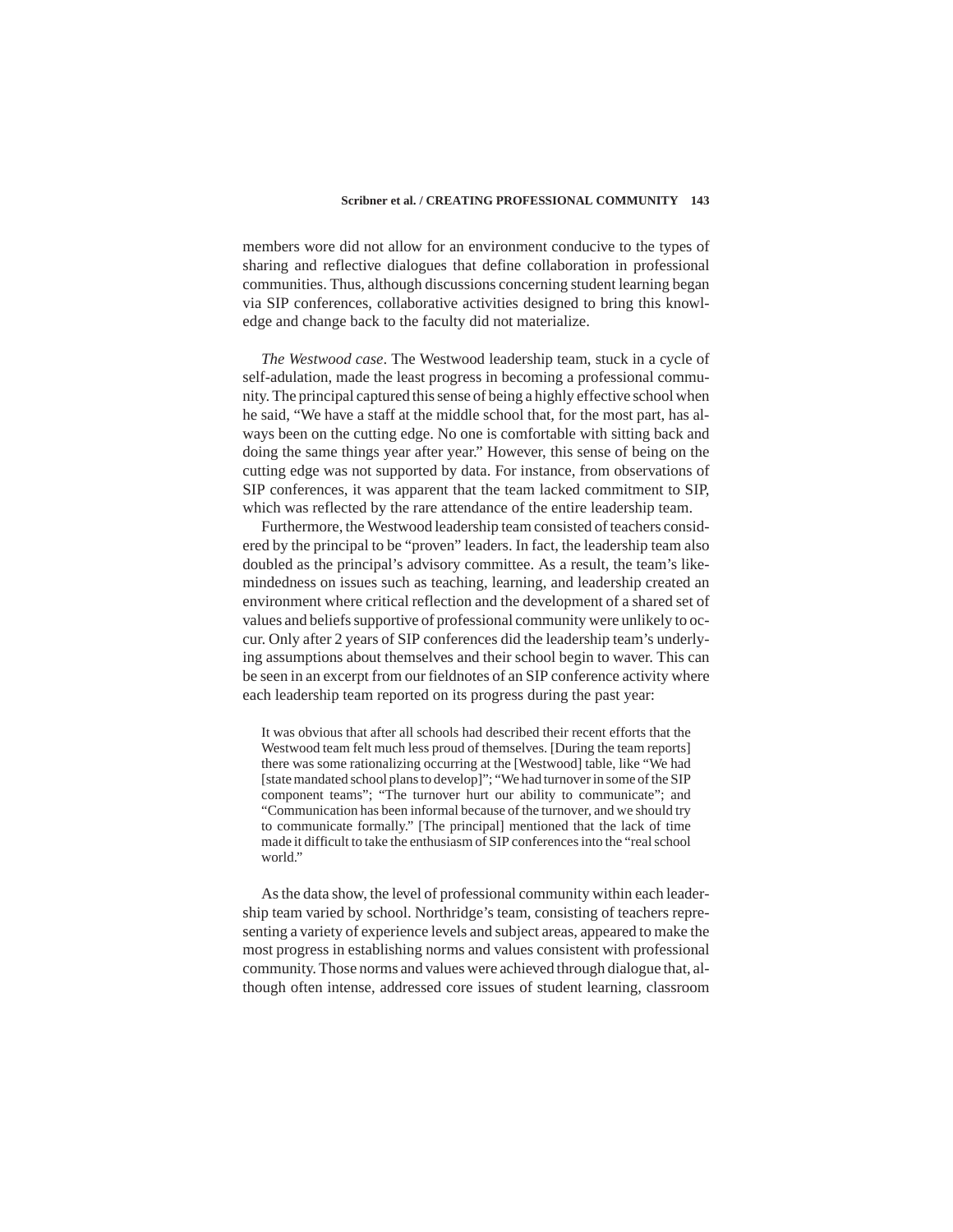members wore did not allow for an environment conducive to the types of sharing and reflective dialogues that define collaboration in professional communities. Thus, although discussions concerning student learning began via SIP conferences, collaborative activities designed to bring this knowledge and change back to the faculty did not materialize.

*The Westwood case*. The Westwood leadership team, stuck in a cycle of self-adulation, made the least progress in becoming a professional community. The principal captured this sense of being a highly effective school when he said, “We have a staff at the middle school that, for the most part, has always been on the cutting edge. No one is comfortable with sitting back and doing the same things year after year.” However, this sense of being on the cutting edge was not supported by data. For instance, from observations of SIP conferences, it was apparent that the team lacked commitment to SIP, which was reflected by the rare attendance of the entire leadership team.

Furthermore, the Westwood leadership team consisted of teachers considered by the principal to be “proven” leaders. In fact, the leadership team also doubled as the principal’s advisory committee. As a result, the team’s like-mindedness on issues such as teaching, learning, and leadership created an environment where critical reflection and the development of a shared set of values and beliefs supportive of professional community were unlikely to occur. Only after 2 years of SIP conferences did the leadership team’s underlying assumptions about themselves and their school begin to waver. This can be seen in an excerpt from our fieldnotes of an SIP conference activity where each leadership team reported on its progress during the past year:

> It was obvious that after all schools had described their recent efforts that the Westwood team felt much less proud of themselves. [During the team reports] there was some rationalizing occurring at the [Westwood] table, like “We had [state mandated school plans to develop]”; “We had turnover in some of the SIP component teams”; “The turnover hurt our ability to communicate”; and “Communication has been informal because of the turnover, and we should try to communicate formally.” [The principal] mentioned that the lack of time made it difficult to take the enthusiasm of SIP conferences into the “real school world.”

As the data show, the level of professional community within each leadership team varied by school. Northridge’s team, consisting of teachers representing a variety of experience levels and subject areas, appeared to make the most progress in establishing norms and values consistent with professional community. Those norms and values were achieved through dialogue that, although often intense, addressed core issues of student learning, classroom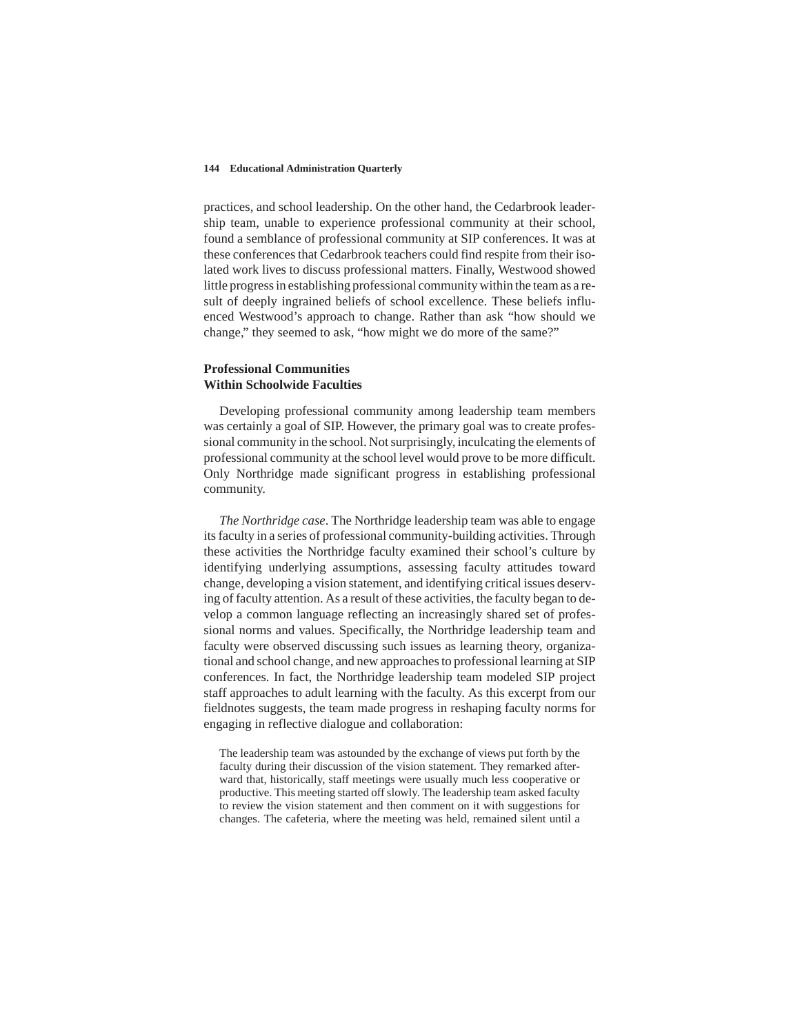practices, and school leadership. On the other hand, the Cedarbrook leadership team, unable to experience professional community at their school, found a semblance of professional community at SIP conferences. It was at these conferences that Cedarbrook teachers could find respite from their isolated work lives to discuss professional matters. Finally, Westwood showed little progress in establishing professional community within the team as a result of deeply ingrained beliefs of school excellence. These beliefs influenced Westwood's approach to change. Rather than ask "how should we change," they seemed to ask, "how might we do more of the same?"

### Professional Communities Within Schoolwide Faculties

Developing professional community among leadership team members was certainly a goal of SIP. However, the primary goal was to create professional community in the school. Not surprisingly, inculcating the elements of professional community at the school level would prove to be more difficult. Only Northridge made significant progress in establishing professional community.

*The Northridge case*. The Northridge leadership team was able to engage its faculty in a series of professional community-building activities. Through these activities the Northridge faculty examined their school's culture by identifying underlying assumptions, assessing faculty attitudes toward change, developing a vision statement, and identifying critical issues deserving of faculty attention. As a result of these activities, the faculty began to develop a common language reflecting an increasingly shared set of professional norms and values. Specifically, the Northridge leadership team and faculty were observed discussing such issues as learning theory, organizational and school change, and new approaches to professional learning at SIP conferences. In fact, the Northridge leadership team modeled SIP project staff approaches to adult learning with the faculty. As this excerpt from our fieldnotes suggests, the team made progress in reshaping faculty norms for engaging in reflective dialogue and collaboration:

> The leadership team was astounded by the exchange of views put forth by the faculty during their discussion of the vision statement. They remarked afterward that, historically, staff meetings were usually much less cooperative or productive. This meeting started off slowly. The leadership team asked faculty to review the vision statement and then comment on it with suggestions for changes. The cafeteria, where the meeting was held, remained silent until a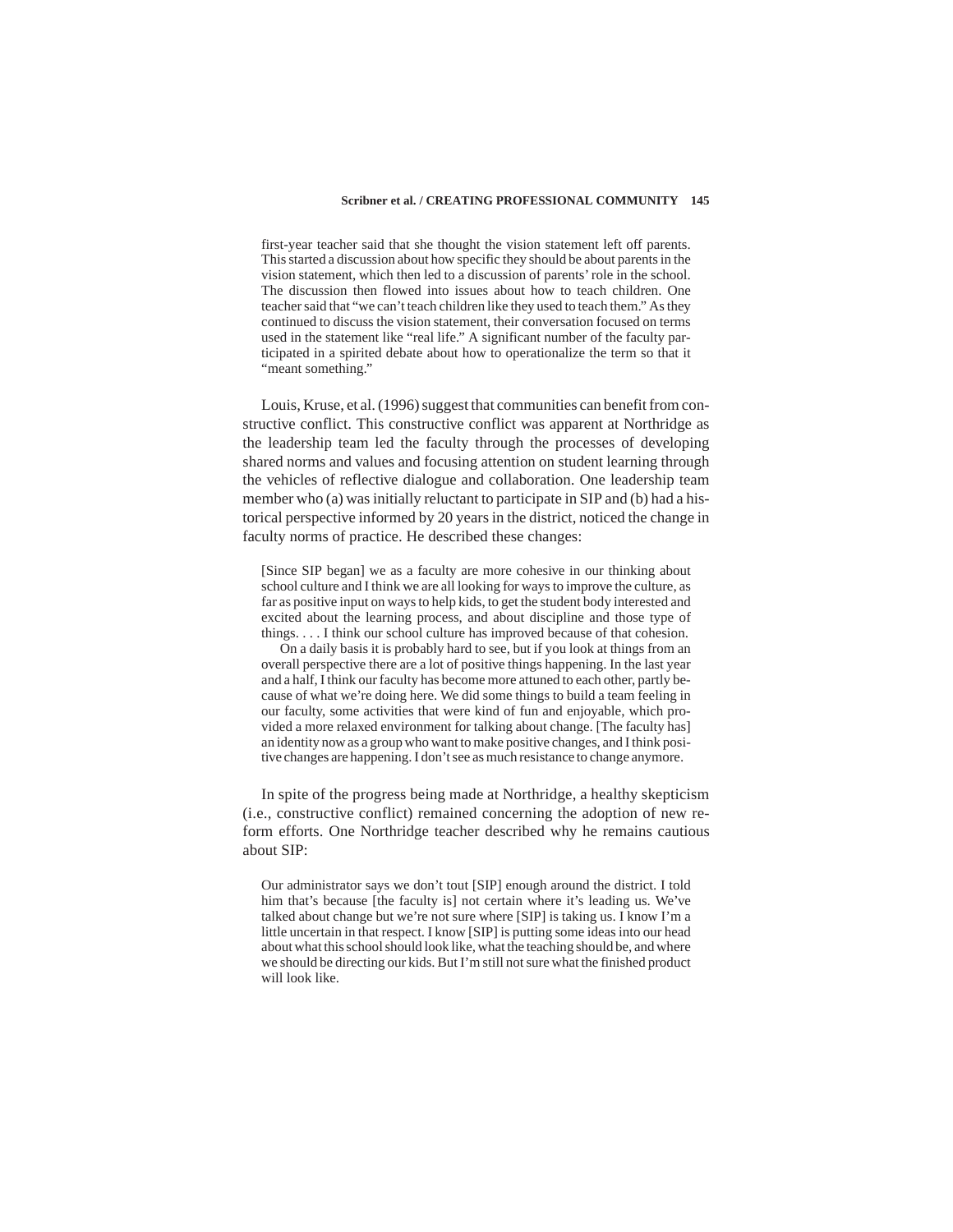> first-year teacher said that she thought the vision statement left off parents. This started a discussion about how specific they should be about parents in the vision statement, which then led to a discussion of parents' role in the school. The discussion then flowed into issues about how to teach children. One teacher said that "we can't teach children like they used to teach them." As they continued to discuss the vision statement, their conversation focused on terms used in the statement like "real life." A significant number of the faculty participated in a spirited debate about how to operationalize the term so that it "meant something."

Louis, Kruse, et al. (1996) suggest that communities can benefit from constructive conflict. This constructive conflict was apparent at Northridge as the leadership team led the faculty through the processes of developing shared norms and values and focusing attention on student learning through the vehicles of reflective dialogue and collaboration. One leadership team member who (a) was initially reluctant to participate in SIP and (b) had a historical perspective informed by 20 years in the district, noticed the change in faculty norms of practice. He described these changes:

> [Since SIP began] we as a faculty are more cohesive in our thinking about school culture and I think we are all looking for ways to improve the culture, as far as positive input on ways to help kids, to get the student body interested and excited about the learning process, and about discipline and those type of things. . . . I think our school culture has improved because of that cohesion.
>
> On a daily basis it is probably hard to see, but if you look at things from an overall perspective there are a lot of positive things happening. In the last year and a half, I think our faculty has become more attuned to each other, partly because of what we're doing here. We did some things to build a team feeling in our faculty, some activities that were kind of fun and enjoyable, which provided a more relaxed environment for talking about change. [The faculty has] an identity now as a group who want to make positive changes, and I think positive changes are happening. I don't see as much resistance to change anymore.

In spite of the progress being made at Northridge, a healthy skepticism (i.e., constructive conflict) remained concerning the adoption of new reform efforts. One Northridge teacher described why he remains cautious about SIP:

> Our administrator says we don't tout [SIP] enough around the district. I told him that's because [the faculty is] not certain where it's leading us. We've talked about change but we're not sure where [SIP] is taking us. I know I'm a little uncertain in that respect. I know [SIP] is putting some ideas into our head about what this school should look like, what the teaching should be, and where we should be directing our kids. But I'm still not sure what the finished product will look like.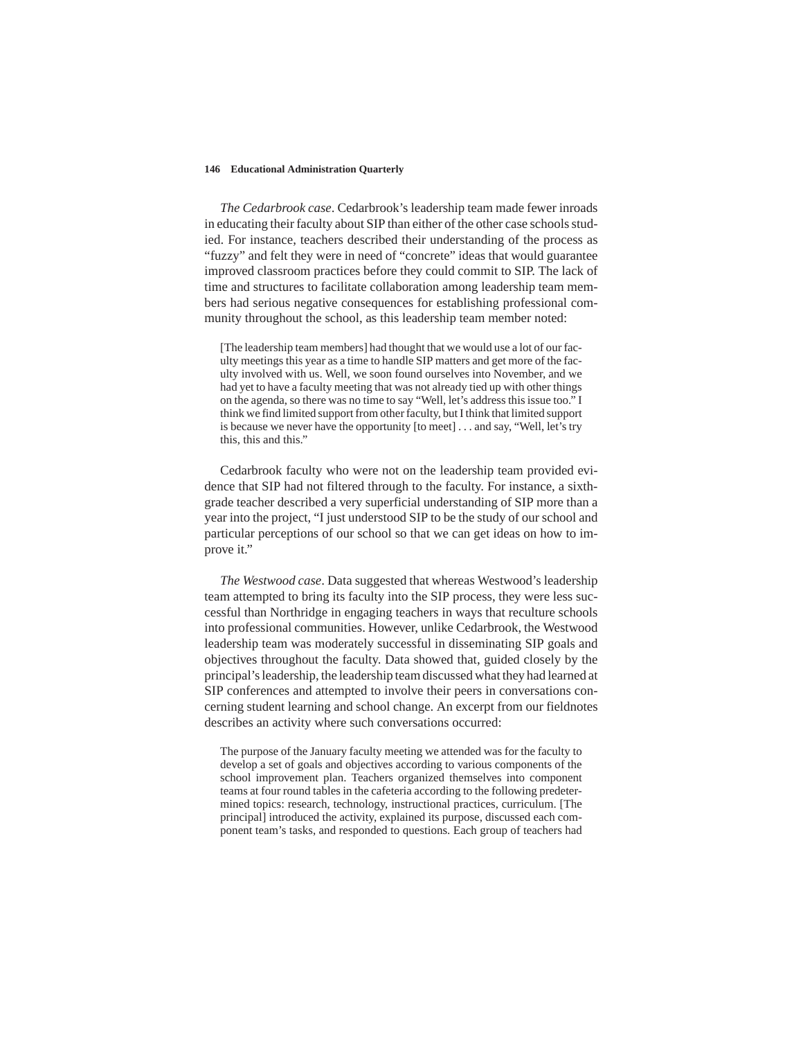*The Cedarbrook case*. Cedarbrook's leadership team made fewer inroads in educating their faculty about SIP than either of the other case schools studied. For instance, teachers described their understanding of the process as "fuzzy" and felt they were in need of "concrete" ideas that would guarantee improved classroom practices before they could commit to SIP. The lack of time and structures to facilitate collaboration among leadership team members had serious negative consequences for establishing professional community throughout the school, as this leadership team member noted:

> [The leadership team members] had thought that we would use a lot of our faculty meetings this year as a time to handle SIP matters and get more of the faculty involved with us. Well, we soon found ourselves into November, and we had yet to have a faculty meeting that was not already tied up with other things on the agenda, so there was no time to say "Well, let's address this issue too." I think we find limited support from other faculty, but I think that limited support is because we never have the opportunity [to meet] . . . and say, "Well, let's try this, this and this."

Cedarbrook faculty who were not on the leadership team provided evidence that SIP had not filtered through to the faculty. For instance, a sixth-grade teacher described a very superficial understanding of SIP more than a year into the project, "I just understood SIP to be the study of our school and particular perceptions of our school so that we can get ideas on how to improve it."

*The Westwood case*. Data suggested that whereas Westwood's leadership team attempted to bring its faculty into the SIP process, they were less successful than Northridge in engaging teachers in ways that reculture schools into professional communities. However, unlike Cedarbrook, the Westwood leadership team was moderately successful in disseminating SIP goals and objectives throughout the faculty. Data showed that, guided closely by the principal's leadership, the leadership team discussed what they had learned at SIP conferences and attempted to involve their peers in conversations concerning student learning and school change. An excerpt from our fieldnotes describes an activity where such conversations occurred:

> The purpose of the January faculty meeting we attended was for the faculty to develop a set of goals and objectives according to various components of the school improvement plan. Teachers organized themselves into component teams at four round tables in the cafeteria according to the following predetermined topics: research, technology, instructional practices, curriculum. [The principal] introduced the activity, explained its purpose, discussed each component team's tasks, and responded to questions. Each group of teachers had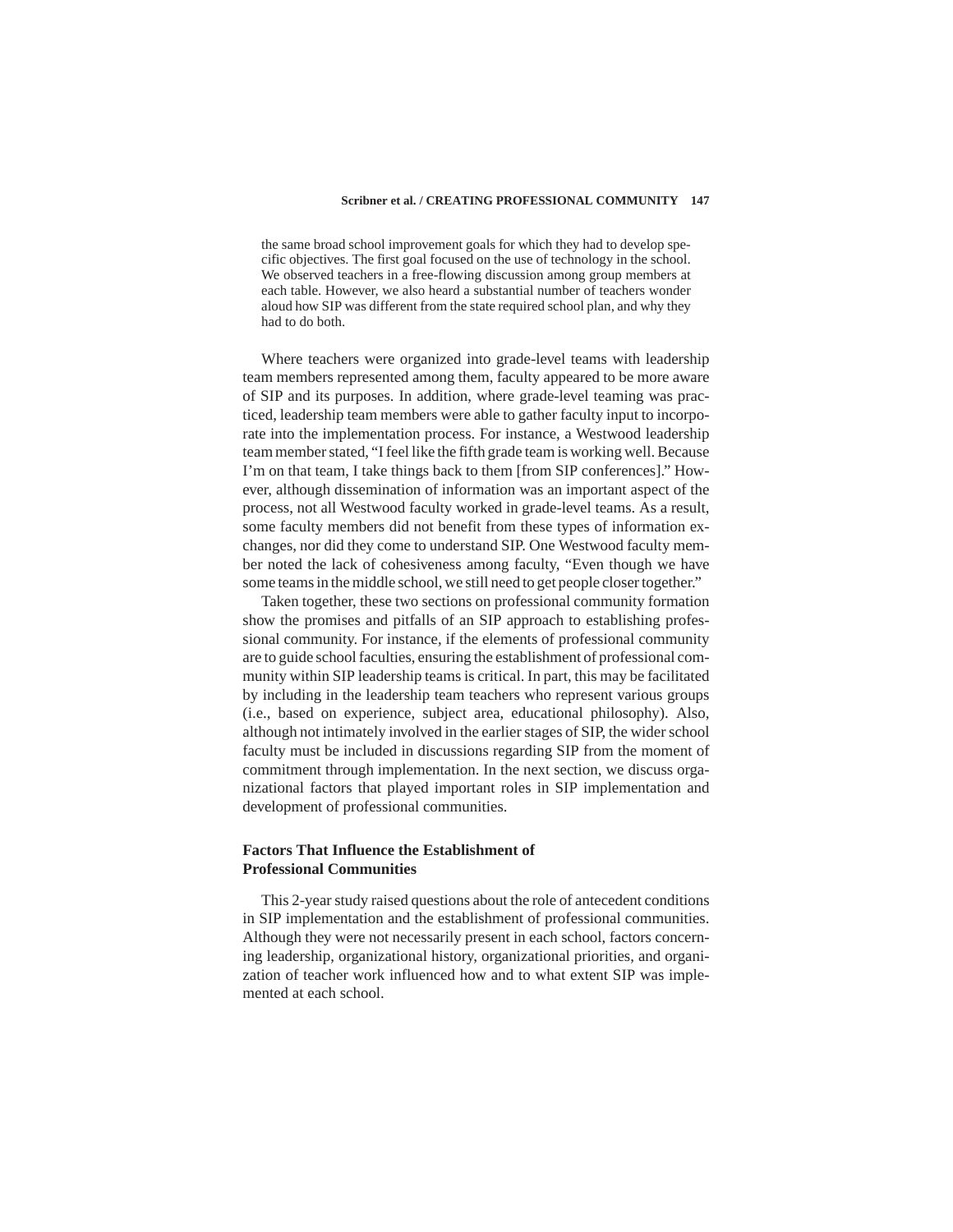> the same broad school improvement goals for which they had to develop specific objectives. The first goal focused on the use of technology in the school. We observed teachers in a free-flowing discussion among group members at each table. However, we also heard a substantial number of teachers wonder aloud how SIP was different from the state required school plan, and why they had to do both.

Where teachers were organized into grade-level teams with leadership team members represented among them, faculty appeared to be more aware of SIP and its purposes. In addition, where grade-level teaming was practiced, leadership team members were able to gather faculty input to incorporate into the implementation process. For instance, a Westwood leadership team member stated, "I feel like the fifth grade team is working well. Because I'm on that team, I take things back to them [from SIP conferences]." However, although dissemination of information was an important aspect of the process, not all Westwood faculty worked in grade-level teams. As a result, some faculty members did not benefit from these types of information exchanges, nor did they come to understand SIP. One Westwood faculty member noted the lack of cohesiveness among faculty, "Even though we have some teams in the middle school, we still need to get people closer together."

Taken together, these two sections on professional community formation show the promises and pitfalls of an SIP approach to establishing professional community. For instance, if the elements of professional community are to guide school faculties, ensuring the establishment of professional community within SIP leadership teams is critical. In part, this may be facilitated by including in the leadership team teachers who represent various groups (i.e., based on experience, subject area, educational philosophy). Also, although not intimately involved in the earlier stages of SIP, the wider school faculty must be included in discussions regarding SIP from the moment of commitment through implementation. In the next section, we discuss organizational factors that played important roles in SIP implementation and development of professional communities.

### Factors That Influence the Establishment of Professional Communities

This 2-year study raised questions about the role of antecedent conditions in SIP implementation and the establishment of professional communities. Although they were not necessarily present in each school, factors concerning leadership, organizational history, organizational priorities, and organization of teacher work influenced how and to what extent SIP was implemented at each school.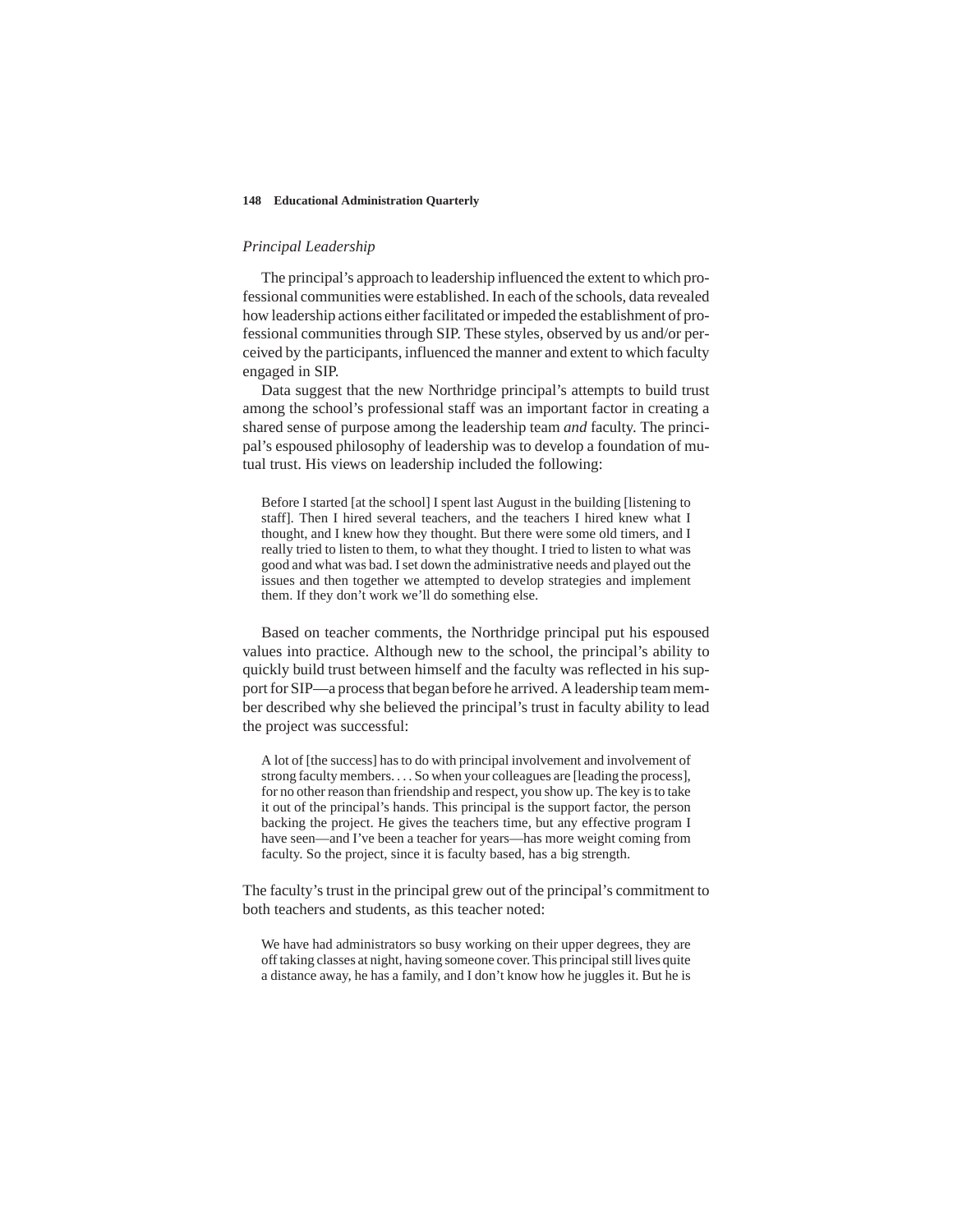### *Principal Leadership*

The principal's approach to leadership influenced the extent to which professional communities were established. In each of the schools, data revealed how leadership actions either facilitated or impeded the establishment of professional communities through SIP. These styles, observed by us and/or perceived by the participants, influenced the manner and extent to which faculty engaged in SIP.

Data suggest that the new Northridge principal's attempts to build trust among the school's professional staff was an important factor in creating a shared sense of purpose among the leadership team *and* faculty. The principal's espoused philosophy of leadership was to develop a foundation of mutual trust. His views on leadership included the following:

> Before I started [at the school] I spent last August in the building [listening to staff]. Then I hired several teachers, and the teachers I hired knew what I thought, and I knew how they thought. But there were some old timers, and I really tried to listen to them, to what they thought. I tried to listen to what was good and what was bad. I set down the administrative needs and played out the issues and then together we attempted to develop strategies and implement them. If they don't work we'll do something else.

Based on teacher comments, the Northridge principal put his espoused values into practice. Although new to the school, the principal's ability to quickly build trust between himself and the faculty was reflected in his support for SIP—a process that began before he arrived. A leadership team member described why she believed the principal's trust in faculty ability to lead the project was successful:

> A lot of [the success] has to do with principal involvement and involvement of strong faculty members. . . . So when your colleagues are [leading the process], for no other reason than friendship and respect, you show up. The key is to take it out of the principal's hands. This principal is the support factor, the person backing the project. He gives the teachers time, but any effective program I have seen—and I've been a teacher for years—has more weight coming from faculty. So the project, since it is faculty based, has a big strength.

The faculty's trust in the principal grew out of the principal's commitment to both teachers and students, as this teacher noted:

> We have had administrators so busy working on their upper degrees, they are off taking classes at night, having someone cover. This principal still lives quite a distance away, he has a family, and I don't know how he juggles it. But he is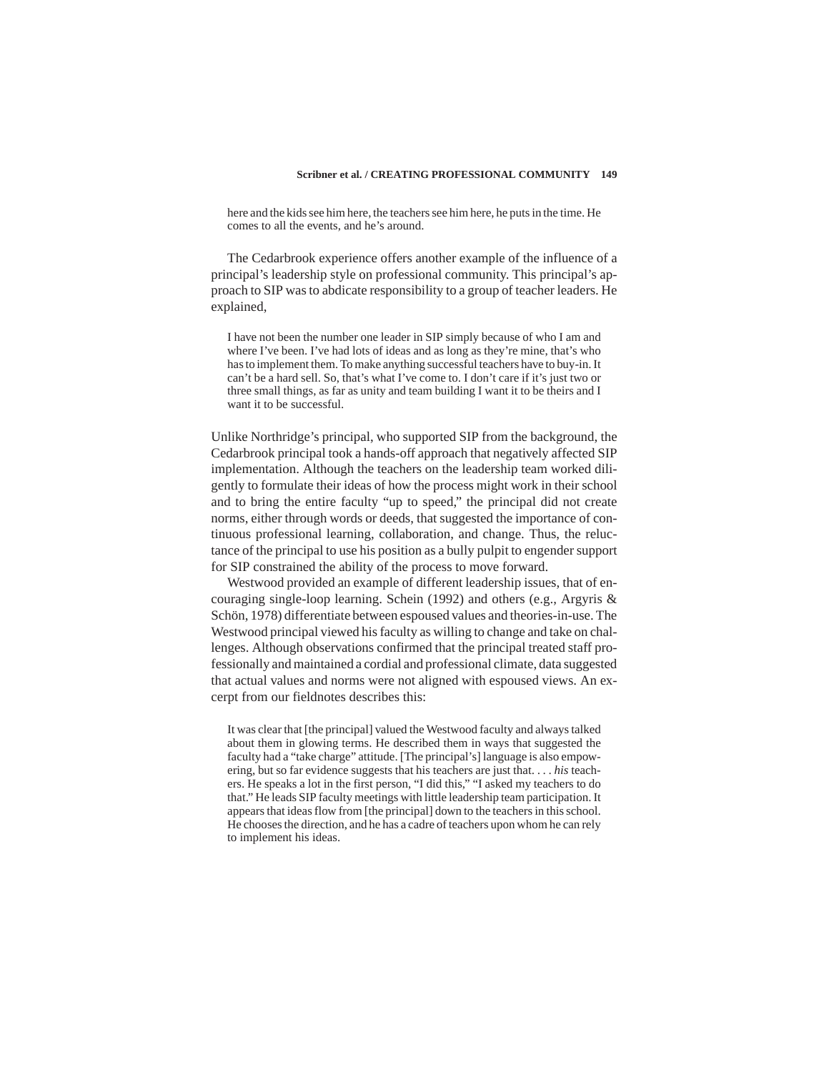> here and the kids see him here, the teachers see him here, he puts in the time. He comes to all the events, and he's around.

The Cedarbrook experience offers another example of the influence of a principal's leadership style on professional community. This principal's approach to SIP was to abdicate responsibility to a group of teacher leaders. He explained,

> I have not been the number one leader in SIP simply because of who I am and where I've been. I've had lots of ideas and as long as they're mine, that's who has to implement them. To make anything successful teachers have to buy-in. It can't be a hard sell. So, that's what I've come to. I don't care if it's just two or three small things, as far as unity and team building I want it to be theirs and I want it to be successful.

Unlike Northridge's principal, who supported SIP from the background, the Cedarbrook principal took a hands-off approach that negatively affected SIP implementation. Although the teachers on the leadership team worked diligently to formulate their ideas of how the process might work in their school and to bring the entire faculty "up to speed," the principal did not create norms, either through words or deeds, that suggested the importance of continuous professional learning, collaboration, and change. Thus, the reluctance of the principal to use his position as a bully pulpit to engender support for SIP constrained the ability of the process to move forward.

Westwood provided an example of different leadership issues, that of encouraging single-loop learning. Schein (1992) and others (e.g., Argyris & Schön, 1978) differentiate between espoused values and theories-in-use. The Westwood principal viewed his faculty as willing to change and take on challenges. Although observations confirmed that the principal treated staff professionally and maintained a cordial and professional climate, data suggested that actual values and norms were not aligned with espoused views. An excerpt from our fieldnotes describes this:

> It was clear that [the principal] valued the Westwood faculty and always talked about them in glowing terms. He described them in ways that suggested the faculty had a "take charge" attitude. [The principal's] language is also empowering, but so far evidence suggests that his teachers are just that. . . . *his* teachers. He speaks a lot in the first person, "I did this," "I asked my teachers to do that." He leads SIP faculty meetings with little leadership team participation. It appears that ideas flow from [the principal] down to the teachers in this school. He chooses the direction, and he has a cadre of teachers upon whom he can rely to implement his ideas.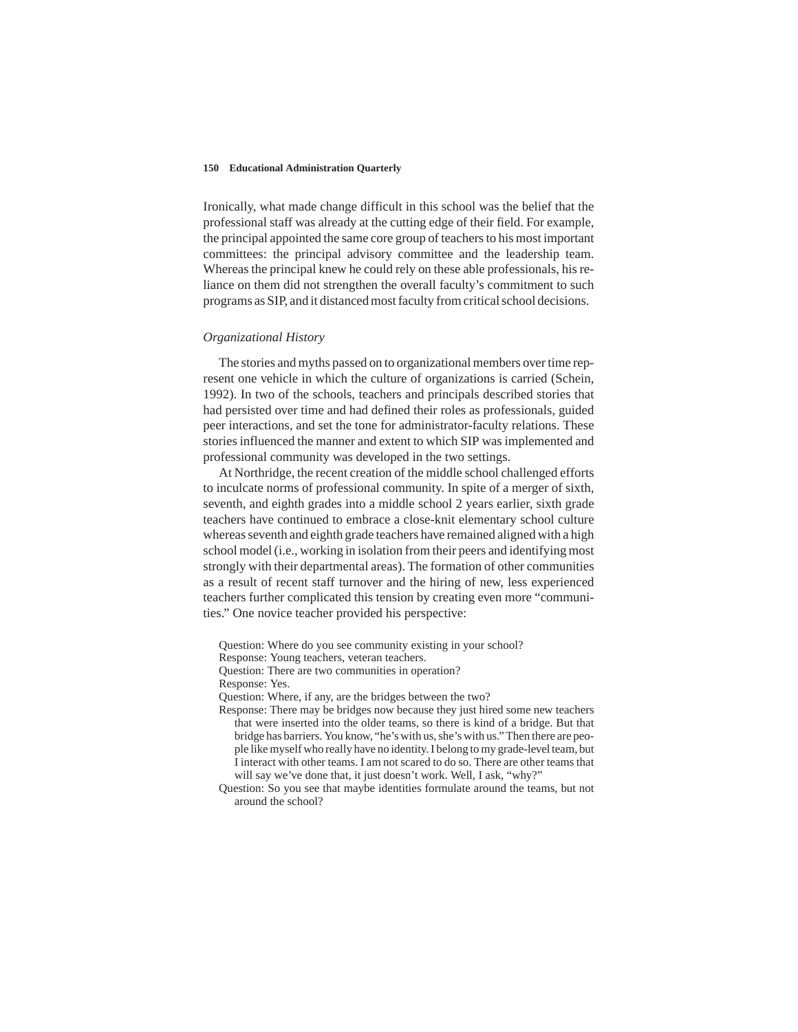Ironically, what made change difficult in this school was the belief that the professional staff was already at the cutting edge of their field. For example, the principal appointed the same core group of teachers to his most important committees: the principal advisory committee and the leadership team. Whereas the principal knew he could rely on these able professionals, his reliance on them did not strengthen the overall faculty's commitment to such programs as SIP, and it distanced most faculty from critical school decisions.

### *Organizational History*

The stories and myths passed on to organizational members over time represent one vehicle in which the culture of organizations is carried (Schein, 1992). In two of the schools, teachers and principals described stories that had persisted over time and had defined their roles as professionals, guided peer interactions, and set the tone for administrator-faculty relations. These stories influenced the manner and extent to which SIP was implemented and professional community was developed in the two settings.

At Northridge, the recent creation of the middle school challenged efforts to inculcate norms of professional community. In spite of a merger of sixth, seventh, and eighth grades into a middle school 2 years earlier, sixth grade teachers have continued to embrace a close-knit elementary school culture whereas seventh and eighth grade teachers have remained aligned with a high school model (i.e., working in isolation from their peers and identifying most strongly with their departmental areas). The formation of other communities as a result of recent staff turnover and the hiring of new, less experienced teachers further complicated this tension by creating even more "communities." One novice teacher provided his perspective:

> Question: Where do you see community existing in your school?
> Response: Young teachers, veteran teachers.
> Question: There are two communities in operation?
> Response: Yes.
> Question: Where, if any, are the bridges between the two?
> Response: There may be bridges now because they just hired some new teachers that were inserted into the older teams, so there is kind of a bridge. But that bridge has barriers. You know, "he's with us, she's with us." Then there are people like myself who really have no identity. I belong to my grade-level team, but I interact with other teams. I am not scared to do so. There are other teams that will say we've done that, it just doesn't work. Well, I ask, "why?"
> Question: So you see that maybe identities formulate around the teams, but not around the school?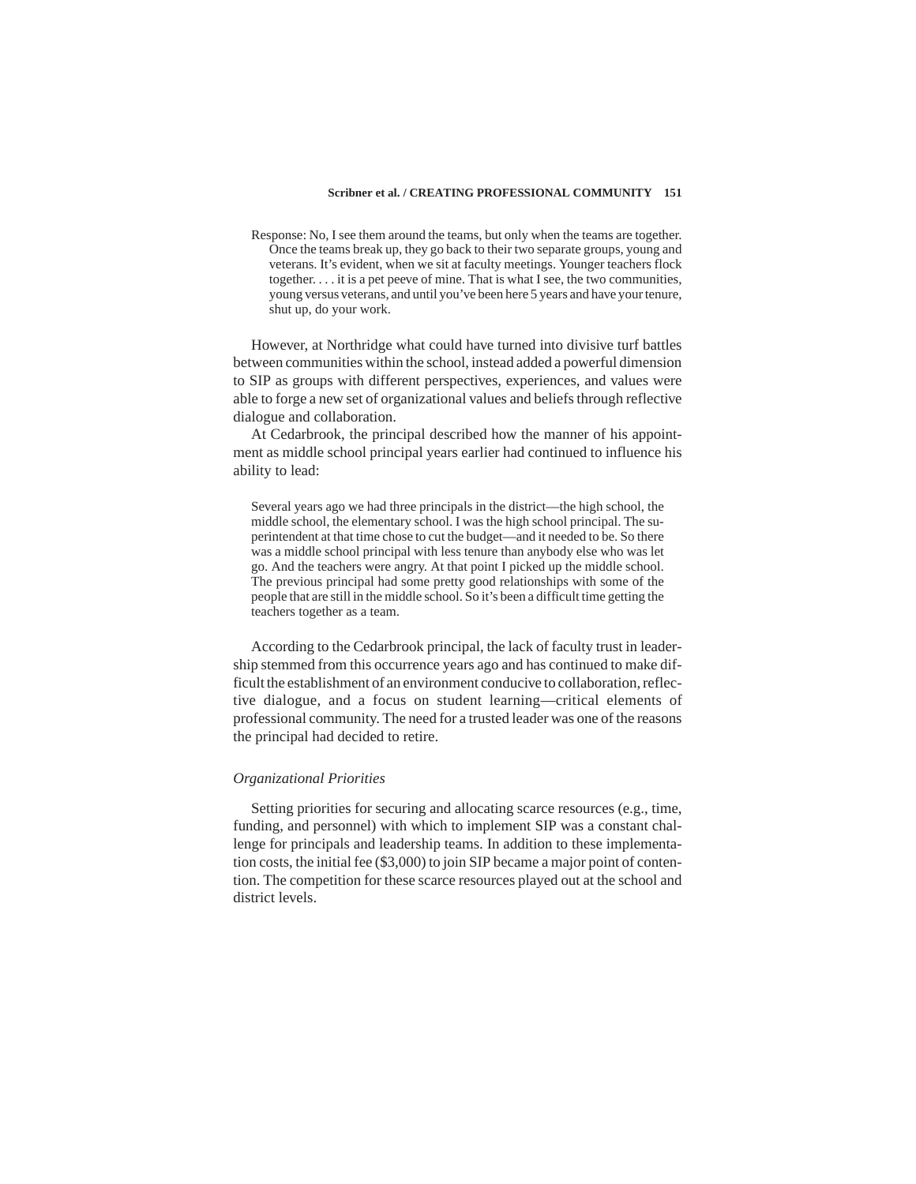> Response: No, I see them around the teams, but only when the teams are together. Once the teams break up, they go back to their two separate groups, young and veterans. It's evident, when we sit at faculty meetings. Younger teachers flock together. . . . it is a pet peeve of mine. That is what I see, the two communities, young versus veterans, and until you've been here 5 years and have your tenure, shut up, do your work.

However, at Northridge what could have turned into divisive turf battles between communities within the school, instead added a powerful dimension to SIP as groups with different perspectives, experiences, and values were able to forge a new set of organizational values and beliefs through reflective dialogue and collaboration.

At Cedarbrook, the principal described how the manner of his appointment as middle school principal years earlier had continued to influence his ability to lead:

> Several years ago we had three principals in the district—the high school, the middle school, the elementary school. I was the high school principal. The superintendent at that time chose to cut the budget—and it needed to be. So there was a middle school principal with less tenure than anybody else who was let go. And the teachers were angry. At that point I picked up the middle school. The previous principal had some pretty good relationships with some of the people that are still in the middle school. So it's been a difficult time getting the teachers together as a team.

According to the Cedarbrook principal, the lack of faculty trust in leadership stemmed from this occurrence years ago and has continued to make difficult the establishment of an environment conducive to collaboration, reflective dialogue, and a focus on student learning—critical elements of professional community. The need for a trusted leader was one of the reasons the principal had decided to retire.

### *Organizational Priorities*

Setting priorities for securing and allocating scarce resources (e.g., time, funding, and personnel) with which to implement SIP was a constant challenge for principals and leadership teams. In addition to these implementation costs, the initial fee ($3,000) to join SIP became a major point of contention. The competition for these scarce resources played out at the school and district levels.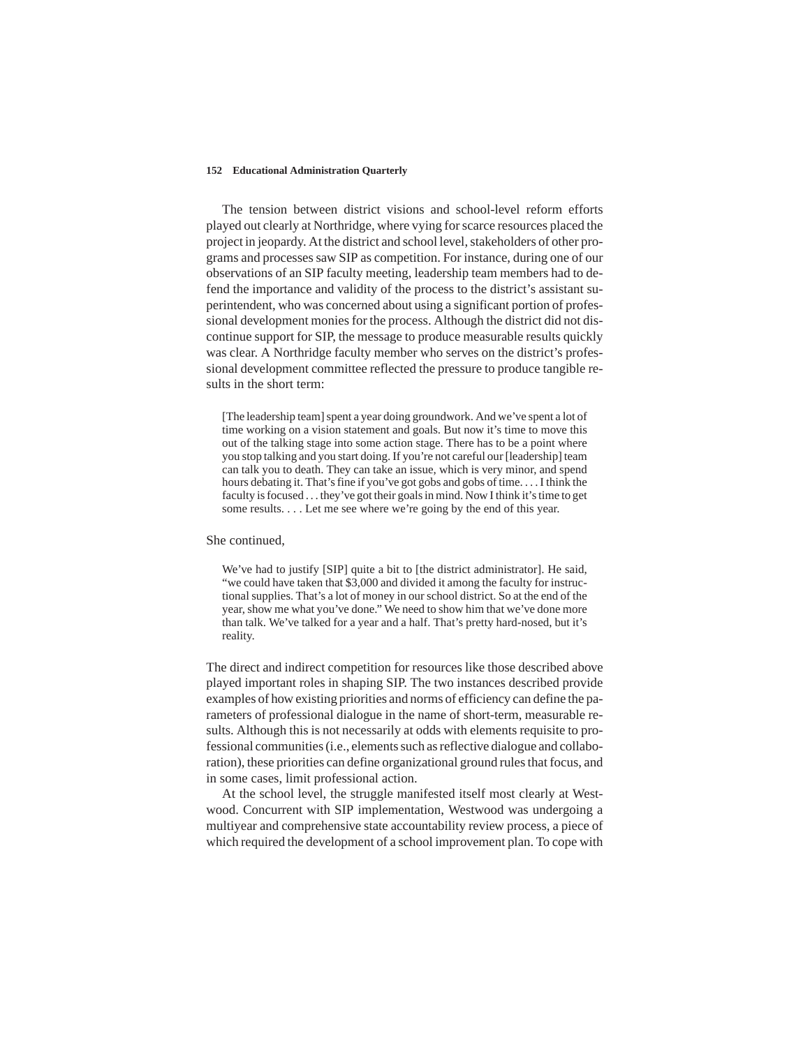The tension between district visions and school-level reform efforts played out clearly at Northridge, where vying for scarce resources placed the project in jeopardy. At the district and school level, stakeholders of other programs and processes saw SIP as competition. For instance, during one of our observations of an SIP faculty meeting, leadership team members had to defend the importance and validity of the process to the district's assistant superintendent, who was concerned about using a significant portion of professional development monies for the process. Although the district did not discontinue support for SIP, the message to produce measurable results quickly was clear. A Northridge faculty member who serves on the district's professional development committee reflected the pressure to produce tangible results in the short term:

> [The leadership team] spent a year doing groundwork. And we've spent a lot of time working on a vision statement and goals. But now it's time to move this out of the talking stage into some action stage. There has to be a point where you stop talking and you start doing. If you're not careful our [leadership] team can talk you to death. They can take an issue, which is very minor, and spend hours debating it. That's fine if you've got gobs and gobs of time. . . . I think the faculty is focused . . . they've got their goals in mind. Now I think it's time to get some results. . . . Let me see where we're going by the end of this year.

She continued,

> We've had to justify [SIP] quite a bit to [the district administrator]. He said, "we could have taken that $3,000 and divided it among the faculty for instructional supplies. That's a lot of money in our school district. So at the end of the year, show me what you've done." We need to show him that we've done more than talk. We've talked for a year and a half. That's pretty hard-nosed, but it's reality.

The direct and indirect competition for resources like those described above played important roles in shaping SIP. The two instances described provide examples of how existing priorities and norms of efficiency can define the parameters of professional dialogue in the name of short-term, measurable results. Although this is not necessarily at odds with elements requisite to professional communities (i.e., elements such as reflective dialogue and collaboration), these priorities can define organizational ground rules that focus, and in some cases, limit professional action.

At the school level, the struggle manifested itself most clearly at Westwood. Concurrent with SIP implementation, Westwood was undergoing a multiyear and comprehensive state accountability review process, a piece of which required the development of a school improvement plan. To cope with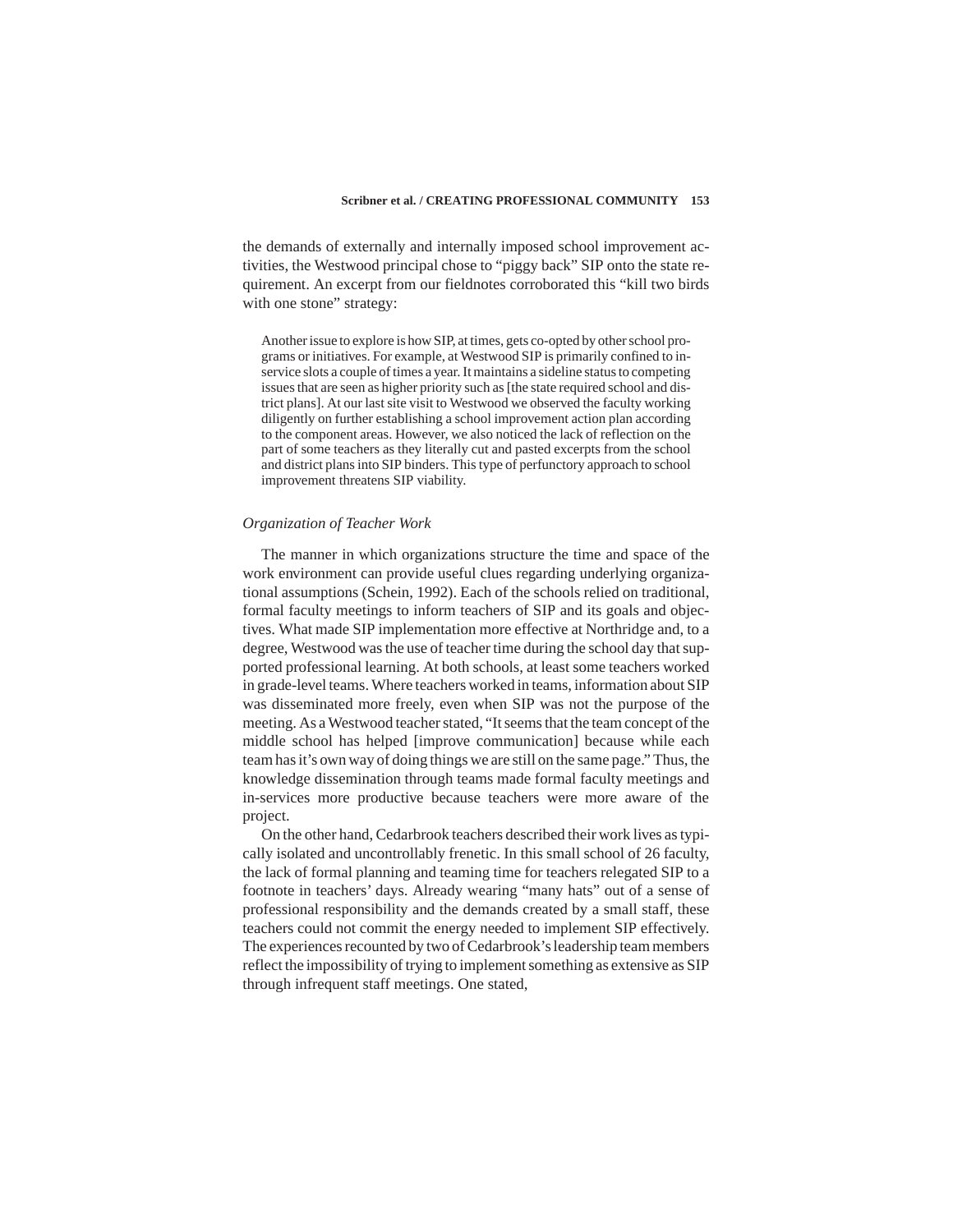the demands of externally and internally imposed school improvement activities, the Westwood principal chose to "piggy back" SIP onto the state requirement. An excerpt from our fieldnotes corroborated this "kill two birds with one stone" strategy:

> Another issue to explore is how SIP, at times, gets co-opted by other school programs or initiatives. For example, at Westwood SIP is primarily confined to in-service slots a couple of times a year. It maintains a sideline status to competing issues that are seen as higher priority such as [the state required school and district plans]. At our last site visit to Westwood we observed the faculty working diligently on further establishing a school improvement action plan according to the component areas. However, we also noticed the lack of reflection on the part of some teachers as they literally cut and pasted excerpts from the school and district plans into SIP binders. This type of perfunctory approach to school improvement threatens SIP viability.

*Organization of Teacher Work*

The manner in which organizations structure the time and space of the work environment can provide useful clues regarding underlying organizational assumptions (Schein, 1992). Each of the schools relied on traditional, formal faculty meetings to inform teachers of SIP and its goals and objectives. What made SIP implementation more effective at Northridge and, to a degree, Westwood was the use of teacher time during the school day that supported professional learning. At both schools, at least some teachers worked in grade-level teams. Where teachers worked in teams, information about SIP was disseminated more freely, even when SIP was not the purpose of the meeting. As a Westwood teacher stated, "It seems that the team concept of the middle school has helped [improve communication] because while each team has it's own way of doing things we are still on the same page." Thus, the knowledge dissemination through teams made formal faculty meetings and in-services more productive because teachers were more aware of the project.

On the other hand, Cedarbrook teachers described their work lives as typically isolated and uncontrollably frenetic. In this small school of 26 faculty, the lack of formal planning and teaming time for teachers relegated SIP to a footnote in teachers' days. Already wearing "many hats" out of a sense of professional responsibility and the demands created by a small staff, these teachers could not commit the energy needed to implement SIP effectively. The experiences recounted by two of Cedarbrook's leadership team members reflect the impossibility of trying to implement something as extensive as SIP through infrequent staff meetings. One stated,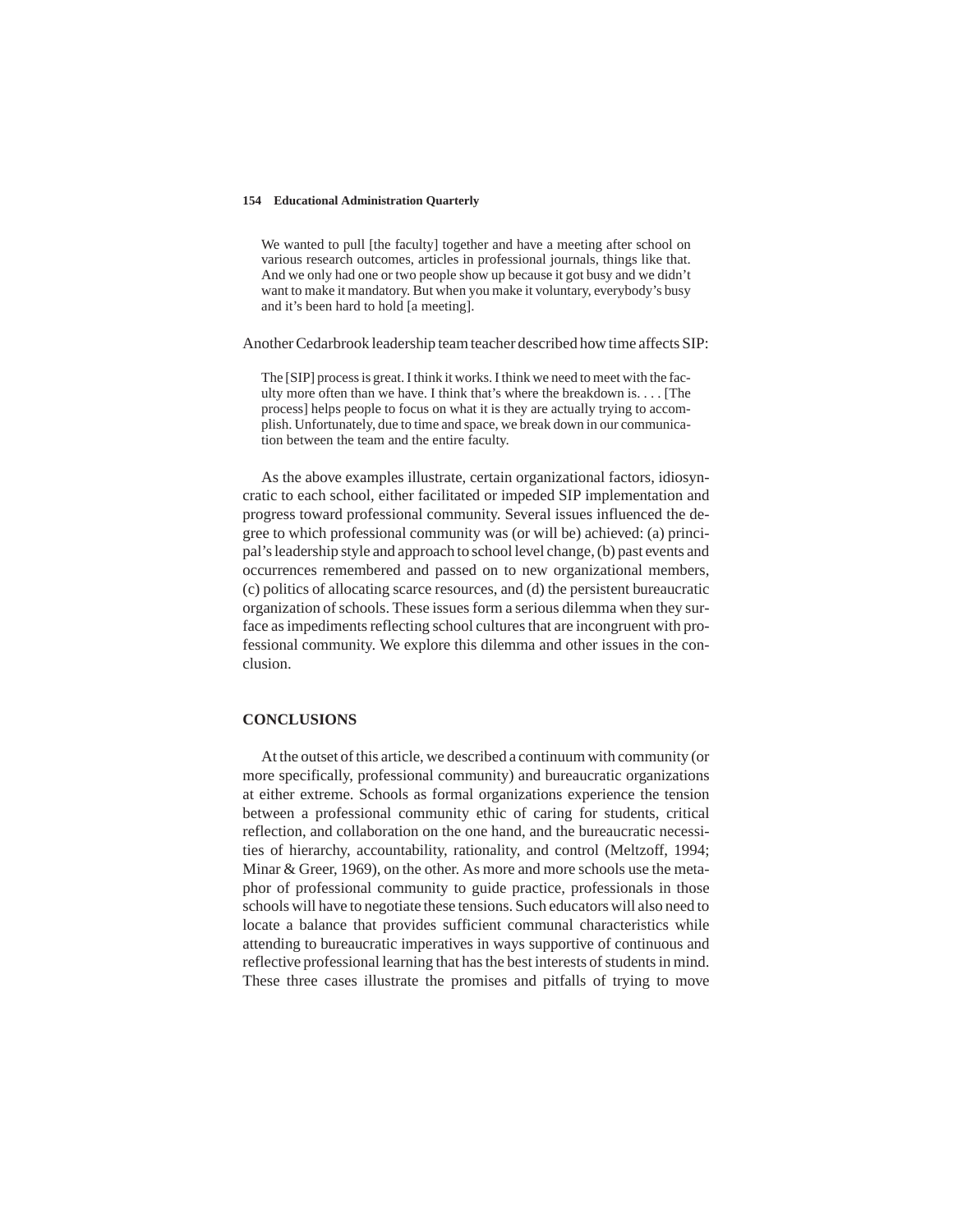> We wanted to pull [the faculty] together and have a meeting after school on various research outcomes, articles in professional journals, things like that. And we only had one or two people show up because it got busy and we didn't want to make it mandatory. But when you make it voluntary, everybody's busy and it's been hard to hold [a meeting].

Another Cedarbrook leadership team teacher described how time affects SIP:

> The [SIP] process is great. I think it works. I think we need to meet with the faculty more often than we have. I think that's where the breakdown is. . . . [The process] helps people to focus on what it is they are actually trying to accomplish. Unfortunately, due to time and space, we break down in our communication between the team and the entire faculty.

As the above examples illustrate, certain organizational factors, idiosyncratic to each school, either facilitated or impeded SIP implementation and progress toward professional community. Several issues influenced the degree to which professional community was (or will be) achieved: (a) principal's leadership style and approach to school level change, (b) past events and occurrences remembered and passed on to new organizational members, (c) politics of allocating scarce resources, and (d) the persistent bureaucratic organization of schools. These issues form a serious dilemma when they surface as impediments reflecting school cultures that are incongruent with professional community. We explore this dilemma and other issues in the conclusion.

## CONCLUSIONS

At the outset of this article, we described a continuum with community (or more specifically, professional community) and bureaucratic organizations at either extreme. Schools as formal organizations experience the tension between a professional community ethic of caring for students, critical reflection, and collaboration on the one hand, and the bureaucratic necessities of hierarchy, accountability, rationality, and control (Meltzoff, 1994; Minar & Greer, 1969), on the other. As more and more schools use the metaphor of professional community to guide practice, professionals in those schools will have to negotiate these tensions. Such educators will also need to locate a balance that provides sufficient communal characteristics while attending to bureaucratic imperatives in ways supportive of continuous and reflective professional learning that has the best interests of students in mind. These three cases illustrate the promises and pitfalls of trying to move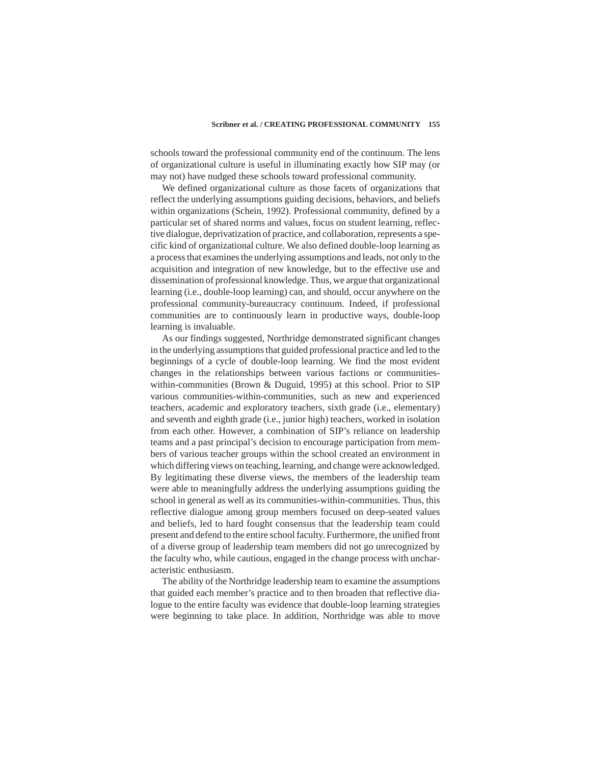schools toward the professional community end of the continuum. The lens of organizational culture is useful in illuminating exactly how SIP may (or may not) have nudged these schools toward professional community.

We defined organizational culture as those facets of organizations that reflect the underlying assumptions guiding decisions, behaviors, and beliefs within organizations (Schein, 1992). Professional community, defined by a particular set of shared norms and values, focus on student learning, reflective dialogue, deprivatization of practice, and collaboration, represents a specific kind of organizational culture. We also defined double-loop learning as a process that examines the underlying assumptions and leads, not only to the acquisition and integration of new knowledge, but to the effective use and dissemination of professional knowledge. Thus, we argue that organizational learning (i.e., double-loop learning) can, and should, occur anywhere on the professional community-bureaucracy continuum. Indeed, if professional communities are to continuously learn in productive ways, double-loop learning is invaluable.

As our findings suggested, Northridge demonstrated significant changes in the underlying assumptions that guided professional practice and led to the beginnings of a cycle of double-loop learning. We find the most evident changes in the relationships between various factions or communities-within-communities (Brown & Duguid, 1995) at this school. Prior to SIP various communities-within-communities, such as new and experienced teachers, academic and exploratory teachers, sixth grade (i.e., elementary) and seventh and eighth grade (i.e., junior high) teachers, worked in isolation from each other. However, a combination of SIP's reliance on leadership teams and a past principal's decision to encourage participation from members of various teacher groups within the school created an environment in which differing views on teaching, learning, and change were acknowledged. By legitimating these diverse views, the members of the leadership team were able to meaningfully address the underlying assumptions guiding the school in general as well as its communities-within-communities. Thus, this reflective dialogue among group members focused on deep-seated values and beliefs, led to hard fought consensus that the leadership team could present and defend to the entire school faculty. Furthermore, the unified front of a diverse group of leadership team members did not go unrecognized by the faculty who, while cautious, engaged in the change process with uncharacteristic enthusiasm.

The ability of the Northridge leadership team to examine the assumptions that guided each member's practice and to then broaden that reflective dialogue to the entire faculty was evidence that double-loop learning strategies were beginning to take place. In addition, Northridge was able to move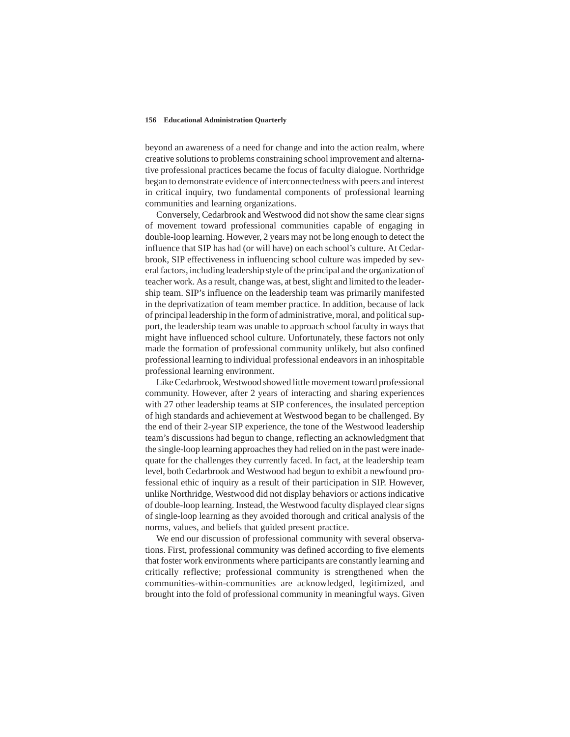beyond an awareness of a need for change and into the action realm, where creative solutions to problems constraining school improvement and alternative professional practices became the focus of faculty dialogue. Northridge began to demonstrate evidence of interconnectedness with peers and interest in critical inquiry, two fundamental components of professional learning communities and learning organizations.

Conversely, Cedarbrook and Westwood did not show the same clear signs of movement toward professional communities capable of engaging in double-loop learning. However, 2 years may not be long enough to detect the influence that SIP has had (or will have) on each school's culture. At Cedarbrook, SIP effectiveness in influencing school culture was impeded by several factors, including leadership style of the principal and the organization of teacher work. As a result, change was, at best, slight and limited to the leadership team. SIP's influence on the leadership team was primarily manifested in the deprivatization of team member practice. In addition, because of lack of principal leadership in the form of administrative, moral, and political support, the leadership team was unable to approach school faculty in ways that might have influenced school culture. Unfortunately, these factors not only made the formation of professional community unlikely, but also confined professional learning to individual professional endeavors in an inhospitable professional learning environment.

Like Cedarbrook, Westwood showed little movement toward professional community. However, after 2 years of interacting and sharing experiences with 27 other leadership teams at SIP conferences, the insulated perception of high standards and achievement at Westwood began to be challenged. By the end of their 2-year SIP experience, the tone of the Westwood leadership team's discussions had begun to change, reflecting an acknowledgment that the single-loop learning approaches they had relied on in the past were inadequate for the challenges they currently faced. In fact, at the leadership team level, both Cedarbrook and Westwood had begun to exhibit a newfound professional ethic of inquiry as a result of their participation in SIP. However, unlike Northridge, Westwood did not display behaviors or actions indicative of double-loop learning. Instead, the Westwood faculty displayed clear signs of single-loop learning as they avoided thorough and critical analysis of the norms, values, and beliefs that guided present practice.

We end our discussion of professional community with several observations. First, professional community was defined according to five elements that foster work environments where participants are constantly learning and critically reflective; professional community is strengthened when the communities-within-communities are acknowledged, legitimized, and brought into the fold of professional community in meaningful ways. Given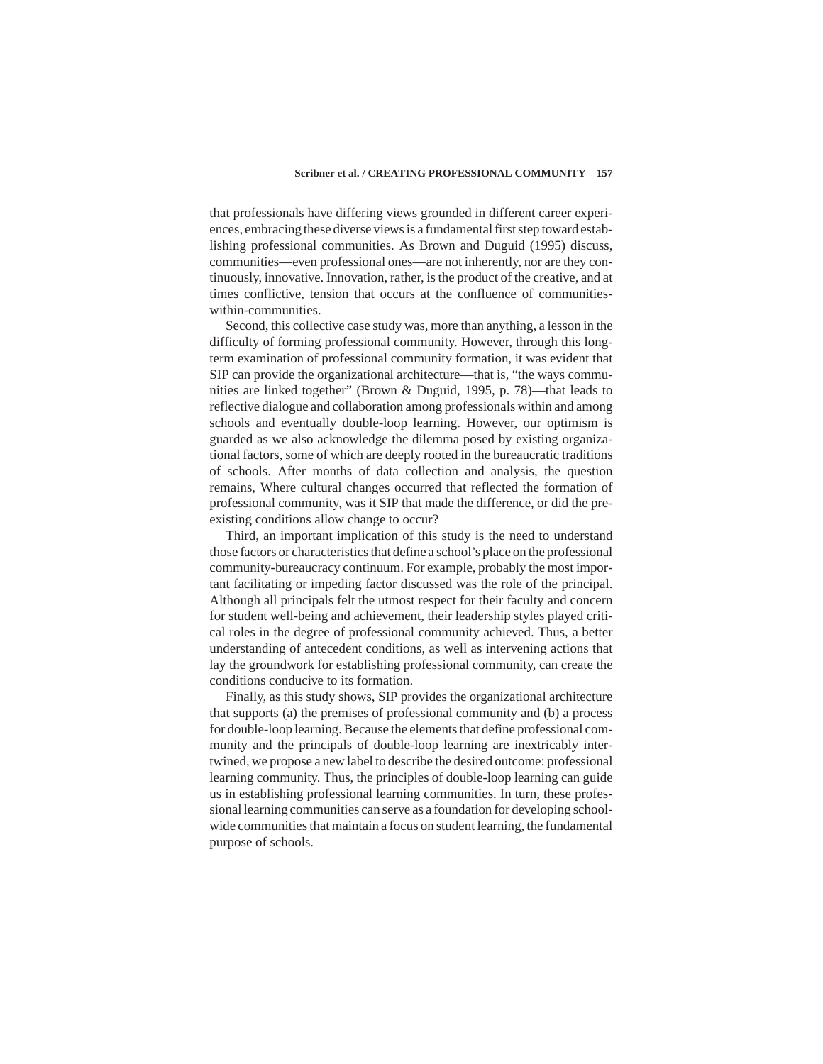that professionals have differing views grounded in different career experiences, embracing these diverse views is a fundamental first step toward establishing professional communities. As Brown and Duguid (1995) discuss, communities—even professional ones—are not inherently, nor are they continuously, innovative. Innovation, rather, is the product of the creative, and at times conflictive, tension that occurs at the confluence of communities-within-communities.

Second, this collective case study was, more than anything, a lesson in the difficulty of forming professional community. However, through this long-term examination of professional community formation, it was evident that SIP can provide the organizational architecture—that is, "the ways communities are linked together" (Brown & Duguid, 1995, p. 78)—that leads to reflective dialogue and collaboration among professionals within and among schools and eventually double-loop learning. However, our optimism is guarded as we also acknowledge the dilemma posed by existing organizational factors, some of which are deeply rooted in the bureaucratic traditions of schools. After months of data collection and analysis, the question remains, Where cultural changes occurred that reflected the formation of professional community, was it SIP that made the difference, or did the pre-existing conditions allow change to occur?

Third, an important implication of this study is the need to understand those factors or characteristics that define a school's place on the professional community-bureaucracy continuum. For example, probably the most important facilitating or impeding factor discussed was the role of the principal. Although all principals felt the utmost respect for their faculty and concern for student well-being and achievement, their leadership styles played critical roles in the degree of professional community achieved. Thus, a better understanding of antecedent conditions, as well as intervening actions that lay the groundwork for establishing professional community, can create the conditions conducive to its formation.

Finally, as this study shows, SIP provides the organizational architecture that supports (a) the premises of professional community and (b) a process for double-loop learning. Because the elements that define professional community and the principals of double-loop learning are inextricably intertwined, we propose a new label to describe the desired outcome: professional learning community. Thus, the principles of double-loop learning can guide us in establishing professional learning communities. In turn, these professional learning communities can serve as a foundation for developing schoolwide communities that maintain a focus on student learning, the fundamental purpose of schools.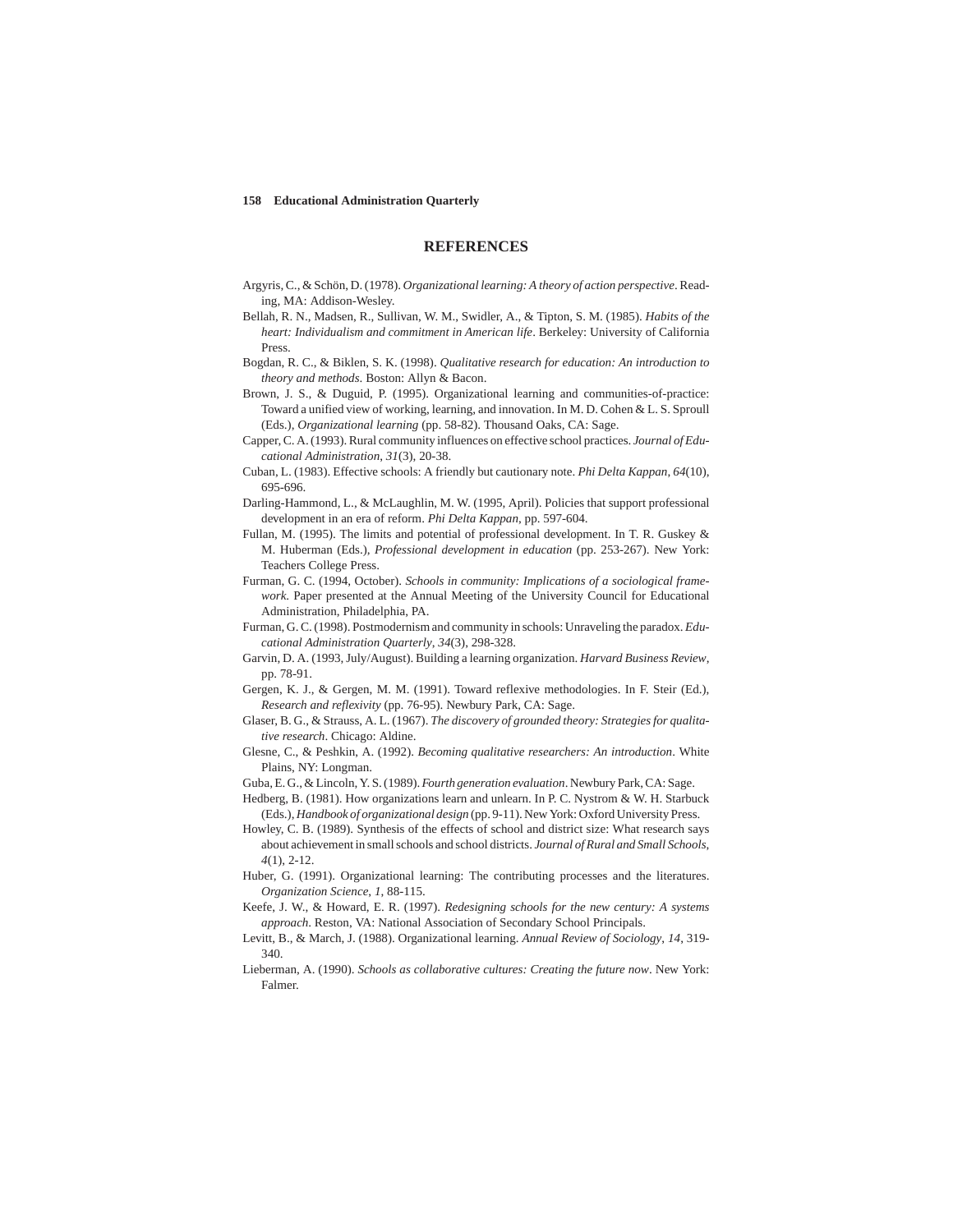## REFERENCES

Argyris, C., & Schön, D. (1978). *Organizational learning: A theory of action perspective*. Reading, MA: Addison-Wesley.

Bellah, R. N., Madsen, R., Sullivan, W. M., Swidler, A., & Tipton, S. M. (1985). *Habits of the heart: Individualism and commitment in American life*. Berkeley: University of California Press.

Bogdan, R. C., & Biklen, S. K. (1998). *Qualitative research for education: An introduction to theory and methods*. Boston: Allyn & Bacon.

Brown, J. S., & Duguid, P. (1995). Organizational learning and communities-of-practice: Toward a unified view of working, learning, and innovation. In M. D. Cohen & L. S. Sproull (Eds.), *Organizational learning* (pp. 58-82). Thousand Oaks, CA: Sage.

Capper, C. A. (1993). Rural community influences on effective school practices. *Journal of Educational Administration*, *31*(3), 20-38.

Cuban, L. (1983). Effective schools: A friendly but cautionary note. *Phi Delta Kappan*, *64*(10), 695-696.

Darling-Hammond, L., & McLaughlin, M. W. (1995, April). Policies that support professional development in an era of reform. *Phi Delta Kappan*, pp. 597-604.

Fullan, M. (1995). The limits and potential of professional development. In T. R. Guskey & M. Huberman (Eds.), *Professional development in education* (pp. 253-267). New York: Teachers College Press.

Furman, G. C. (1994, October). *Schools in community: Implications of a sociological framework*. Paper presented at the Annual Meeting of the University Council for Educational Administration, Philadelphia, PA.

Furman, G. C. (1998). Postmodernism and community in schools: Unraveling the paradox. *Educational Administration Quarterly*, *34*(3), 298-328.

Garvin, D. A. (1993, July/August). Building a learning organization. *Harvard Business Review*, pp. 78-91.

Gergen, K. J., & Gergen, M. M. (1991). Toward reflexive methodologies. In F. Steir (Ed.), *Research and reflexivity* (pp. 76-95). Newbury Park, CA: Sage.

Glaser, B. G., & Strauss, A. L. (1967). *The discovery of grounded theory: Strategies for qualitative research*. Chicago: Aldine.

Glesne, C., & Peshkin, A. (1992). *Becoming qualitative researchers: An introduction*. White Plains, NY: Longman.

Guba, E. G., & Lincoln, Y. S. (1989). *Fourth generation evaluation*. Newbury Park, CA: Sage.

Hedberg, B. (1981). How organizations learn and unlearn. In P. C. Nystrom & W. H. Starbuck (Eds.), *Handbook of organizational design* (pp. 9-11). New York: Oxford University Press.

Howley, C. B. (1989). Synthesis of the effects of school and district size: What research says about achievement in small schools and school districts. *Journal of Rural and Small Schools*, *4*(1), 2-12.

Huber, G. (1991). Organizational learning: The contributing processes and the literatures. *Organization Science*, *1*, 88-115.

Keefe, J. W., & Howard, E. R. (1997). *Redesigning schools for the new century: A systems approach*. Reston, VA: National Association of Secondary School Principals.

Levitt, B., & March, J. (1988). Organizational learning. *Annual Review of Sociology*, *14*, 319-340.

Lieberman, A. (1990). *Schools as collaborative cultures: Creating the future now*. New York: Falmer.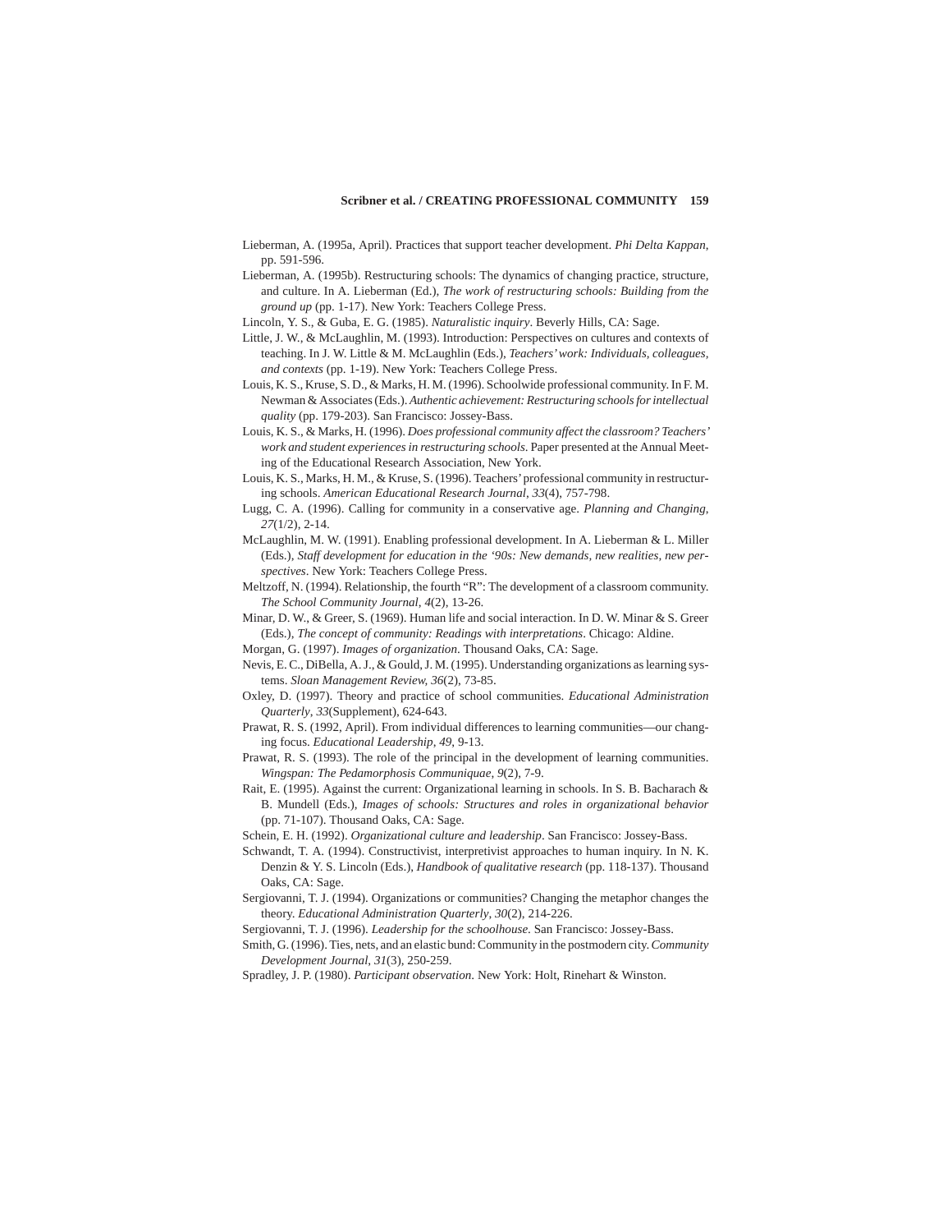Lieberman, A. (1995a, April). Practices that support teacher development. *Phi Delta Kappan*, pp. 591-596.

Lieberman, A. (1995b). Restructuring schools: The dynamics of changing practice, structure, and culture. In A. Lieberman (Ed.), *The work of restructuring schools: Building from the ground up* (pp. 1-17). New York: Teachers College Press.

Lincoln, Y. S., & Guba, E. G. (1985). *Naturalistic inquiry*. Beverly Hills, CA: Sage.

Little, J. W., & McLaughlin, M. (1993). Introduction: Perspectives on cultures and contexts of teaching. In J. W. Little & M. McLaughlin (Eds.), *Teachers' work: Individuals, colleagues, and contexts* (pp. 1-19). New York: Teachers College Press.

Louis, K. S., Kruse, S. D., & Marks, H. M. (1996). Schoolwide professional community. In F. M. Newman & Associates (Eds.). *Authentic achievement: Restructuring schools for intellectual quality* (pp. 179-203). San Francisco: Jossey-Bass.

Louis, K. S., & Marks, H. (1996). *Does professional community affect the classroom? Teachers' work and student experiences in restructuring schools*. Paper presented at the Annual Meeting of the Educational Research Association, New York.

Louis, K. S., Marks, H. M., & Kruse, S. (1996). Teachers' professional community in restructuring schools. *American Educational Research Journal*, *33*(4), 757-798.

Lugg, C. A. (1996). Calling for community in a conservative age. *Planning and Changing*, *27*(1/2), 2-14.

McLaughlin, M. W. (1991). Enabling professional development. In A. Lieberman & L. Miller (Eds.), *Staff development for education in the '90s: New demands, new realities, new perspectives*. New York: Teachers College Press.

Meltzoff, N. (1994). Relationship, the fourth "R": The development of a classroom community. *The School Community Journal*, *4*(2), 13-26.

Minar, D. W., & Greer, S. (1969). Human life and social interaction. In D. W. Minar & S. Greer (Eds.), *The concept of community: Readings with interpretations*. Chicago: Aldine.

Morgan, G. (1997). *Images of organization*. Thousand Oaks, CA: Sage.

Nevis, E. C., DiBella, A. J., & Gould, J. M. (1995). Understanding organizations as learning systems. *Sloan Management Review*, *36*(2), 73-85.

Oxley, D. (1997). Theory and practice of school communities. *Educational Administration Quarterly*, *33*(Supplement), 624-643.

Prawat, R. S. (1992, April). From individual differences to learning communities—our changing focus. *Educational Leadership*, *49*, 9-13.

Prawat, R. S. (1993). The role of the principal in the development of learning communities. *Wingspan: The Pedamorphosis Communiquae*, *9*(2), 7-9.

Rait, E. (1995). Against the current: Organizational learning in schools. In S. B. Bacharach & B. Mundell (Eds.), *Images of schools: Structures and roles in organizational behavior* (pp. 71-107). Thousand Oaks, CA: Sage.

Schein, E. H. (1992). *Organizational culture and leadership*. San Francisco: Jossey-Bass.

Schwandt, T. A. (1994). Constructivist, interpretivist approaches to human inquiry. In N. K. Denzin & Y. S. Lincoln (Eds.), *Handbook of qualitative research* (pp. 118-137). Thousand Oaks, CA: Sage.

Sergiovanni, T. J. (1994). Organizations or communities? Changing the metaphor changes the theory. *Educational Administration Quarterly*, *30*(2), 214-226.

Sergiovanni, T. J. (1996). *Leadership for the schoolhouse*. San Francisco: Jossey-Bass.

Smith, G. (1996). Ties, nets, and an elastic bund: Community in the postmodern city. *Community Development Journal*, *31*(3), 250-259.

Spradley, J. P. (1980). *Participant observation*. New York: Holt, Rinehart & Winston.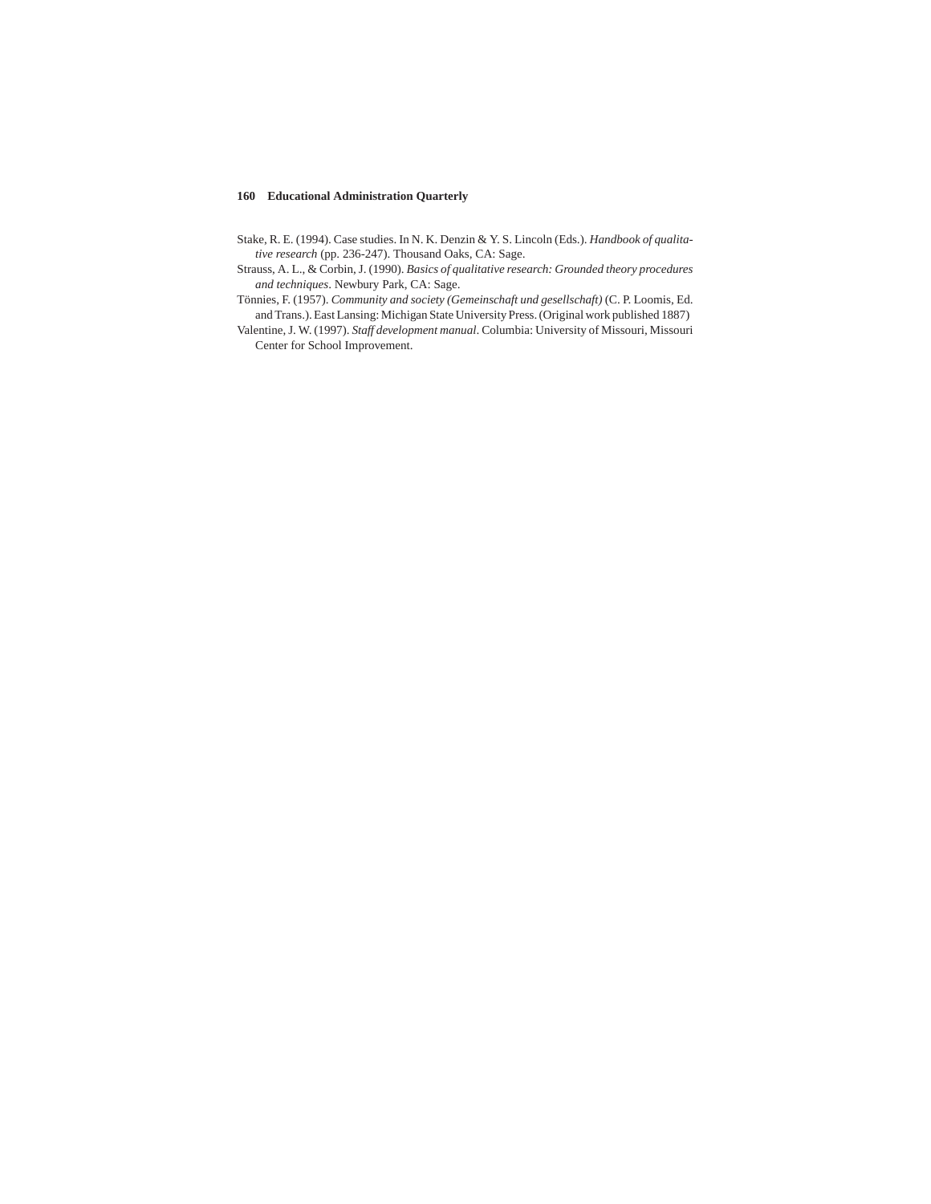Stake, R. E. (1994). Case studies. In N. K. Denzin & Y. S. Lincoln (Eds.). *Handbook of qualitative research* (pp. 236-247). Thousand Oaks, CA: Sage.

Strauss, A. L., & Corbin, J. (1990). *Basics of qualitative research: Grounded theory procedures and techniques*. Newbury Park, CA: Sage.

Tönnies, F. (1957). *Community and society (Gemeinschaft und gesellschaft)* (C. P. Loomis, Ed. and Trans.). East Lansing: Michigan State University Press. (Original work published 1887)

Valentine, J. W. (1997). *Staff development manual*. Columbia: University of Missouri, Missouri Center for School Improvement.